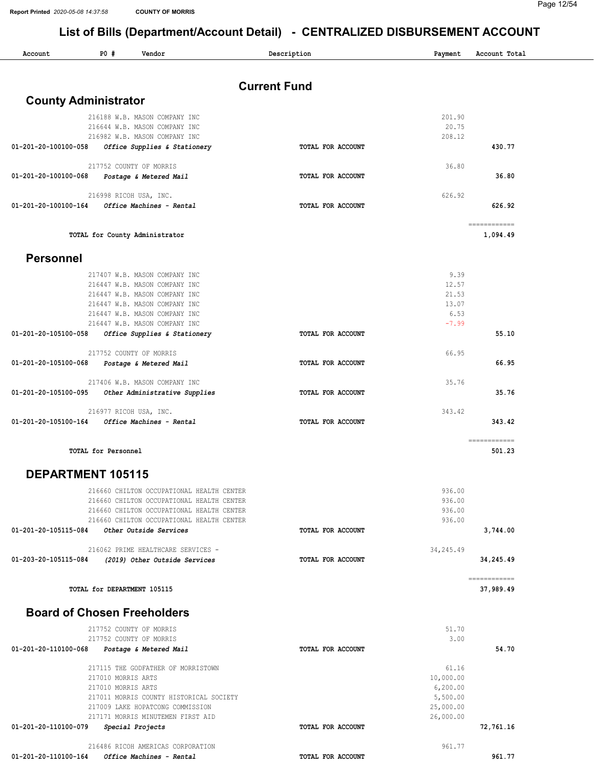# List of Bills (Department/Account Detail) - CENTRALIZED DISBURSEMENT ACCOUNT

| Account | PO # | Vendor | Description | Payment | Account Total |
|---|---|---|---|---|---|

## Current Fund

### County Administrator

| Account | PO # | Vendor | Description | Payment | Account Total |
|---|---|---|---|---|---|
| | 216188 | W.B. MASON COMPANY INC | | 201.90 | |
| | 216644 | W.B. MASON COMPANY INC | | 20.75 | |
| | 216982 | W.B. MASON COMPANY INC | | 208.12 | |
| 01-201-20-100100-058 | | *Office Supplies & Stationery* | TOTAL FOR ACCOUNT | | **430.77** |
| | 217752 | COUNTY OF MORRIS | | 36.80 | |
| 01-201-20-100100-068 | | *Postage & Metered Mail* | TOTAL FOR ACCOUNT | | **36.80** |
| | 216998 | RICOH USA, INC. | | 626.92 | |
| 01-201-20-100100-164 | | *Office Machines - Rental* | TOTAL FOR ACCOUNT | | **626.92** |
| | | TOTAL for County Administrator | | | **1,094.49** |

### Personnel

| Account | PO # | Vendor | Description | Payment | Account Total |
|---|---|---|---|---|---|
| | 217407 | W.B. MASON COMPANY INC | | 9.39 | |
| | 216447 | W.B. MASON COMPANY INC | | 12.57 | |
| | 216447 | W.B. MASON COMPANY INC | | 21.53 | |
| | 216447 | W.B. MASON COMPANY INC | | 13.07 | |
| | 216447 | W.B. MASON COMPANY INC | | 6.53 | |
| | 216447 | W.B. MASON COMPANY INC | | -7.99 | |
| 01-201-20-105100-058 | | *Office Supplies & Stationery* | TOTAL FOR ACCOUNT | | **55.10** |
| | 217752 | COUNTY OF MORRIS | | 66.95 | |
| 01-201-20-105100-068 | | *Postage & Metered Mail* | TOTAL FOR ACCOUNT | | **66.95** |
| | 217406 | W.B. MASON COMPANY INC | | 35.76 | |
| 01-201-20-105100-095 | | *Other Administrative Supplies* | TOTAL FOR ACCOUNT | | **35.76** |
| | 216977 | RICOH USA, INC. | | 343.42 | |
| 01-201-20-105100-164 | | *Office Machines - Rental* | TOTAL FOR ACCOUNT | | **343.42** |
| | | TOTAL for Personnel | | | **501.23** |

### DEPARTMENT 105115

| Account | PO # | Vendor | Description | Payment | Account Total |
|---|---|---|---|---|---|
| | 216660 | CHILTON OCCUPATIONAL HEALTH CENTER | | 936.00 | |
| | 216660 | CHILTON OCCUPATIONAL HEALTH CENTER | | 936.00 | |
| | 216660 | CHILTON OCCUPATIONAL HEALTH CENTER | | 936.00 | |
| | 216660 | CHILTON OCCUPATIONAL HEALTH CENTER | | 936.00 | |
| 01-201-20-105115-084 | | *Other Outside Services* | TOTAL FOR ACCOUNT | | **3,744.00** |
| | 216062 | PRIME HEALTHCARE SERVICES - | | 34,245.49 | |
| 01-203-20-105115-084 | | *(2019) Other Outside Services* | TOTAL FOR ACCOUNT | | **34,245.49** |
| | | TOTAL for DEPARTMENT 105115 | | | **37,989.49** |

### Board of Chosen Freeholders

| Account | PO # | Vendor | Description | Payment | Account Total |
|---|---|---|---|---|---|
| | 217752 | COUNTY OF MORRIS | | 51.70 | |
| | 217752 | COUNTY OF MORRIS | | 3.00 | |
| 01-201-20-110100-068 | | *Postage & Metered Mail* | TOTAL FOR ACCOUNT | | **54.70** |
| | 217115 | THE GODFATHER OF MORRISTOWN | | 61.16 | |
| | 217010 | MORRIS ARTS | | 10,000.00 | |
| | 217010 | MORRIS ARTS | | 6,200.00 | |
| | 217011 | MORRIS COUNTY HISTORICAL SOCIETY | | 5,500.00 | |
| | 217009 | LAKE HOPATCONG COMMISSION | | 25,000.00 | |
| | 217171 | MORRIS MINUTEMEN FIRST AID | | 26,000.00 | |
| 01-201-20-110100-079 | | *Special Projects* | TOTAL FOR ACCOUNT | | **72,761.16** |
| | 216486 | RICOH AMERICAS CORPORATION | | 961.77 | |
| 01-201-20-110100-164 | | *Office Machines - Rental* | TOTAL FOR ACCOUNT | | **961.77** |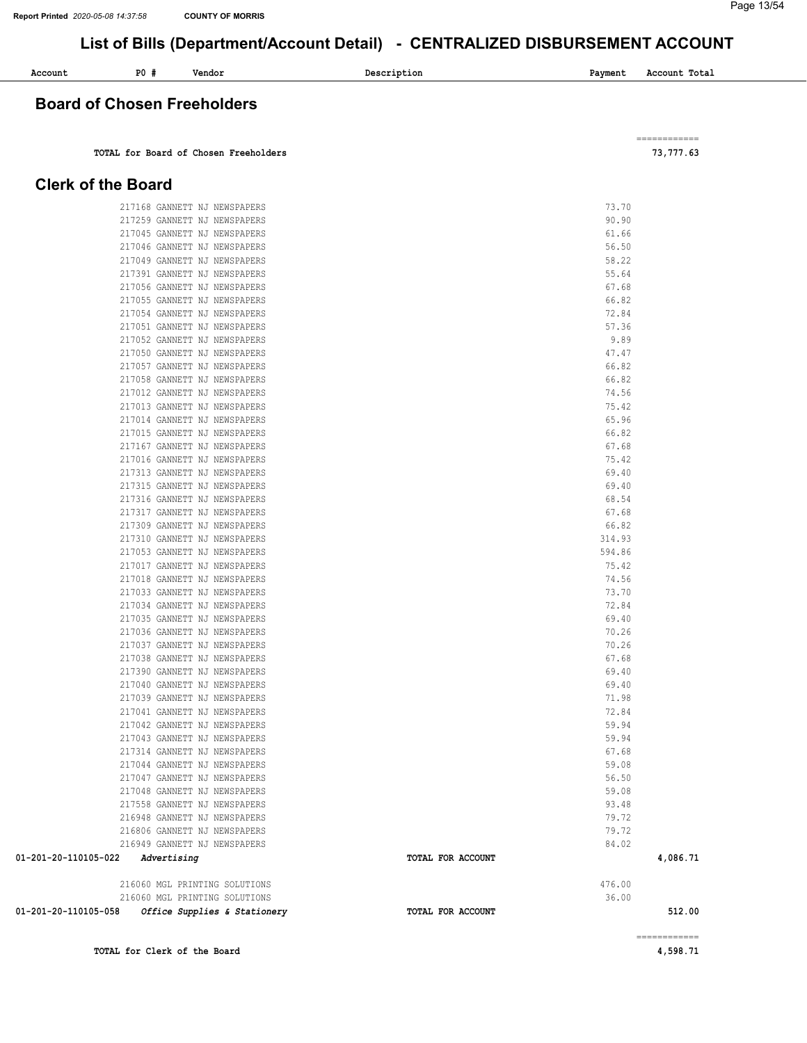# List of Bills (Department/Account Detail) - CENTRALIZED DISBURSEMENT ACCOUNT

| Account | PO # | Vendor | Description | Payment | Account Total |
|---|---|---|---|---|---|

## Board of Chosen Freeholders

| | | | | | |
|---|---|---|---|---|---|
| | | TOTAL for Board of Chosen Freeholders | | | 73,777.63 |

## Clerk of the Board

| Account | PO # | Vendor | Description | Payment | Account Total |
|---|---|---|---|---|---|
| | 217168 | GANNETT NJ NEWSPAPERS | | 73.70 | |
| | 217259 | GANNETT NJ NEWSPAPERS | | 90.90 | |
| | 217045 | GANNETT NJ NEWSPAPERS | | 61.66 | |
| | 217046 | GANNETT NJ NEWSPAPERS | | 56.50 | |
| | 217049 | GANNETT NJ NEWSPAPERS | | 58.22 | |
| | 217391 | GANNETT NJ NEWSPAPERS | | 55.64 | |
| | 217056 | GANNETT NJ NEWSPAPERS | | 67.68 | |
| | 217055 | GANNETT NJ NEWSPAPERS | | 66.82 | |
| | 217054 | GANNETT NJ NEWSPAPERS | | 72.84 | |
| | 217051 | GANNETT NJ NEWSPAPERS | | 57.36 | |
| | 217052 | GANNETT NJ NEWSPAPERS | | 9.89 | |
| | 217050 | GANNETT NJ NEWSPAPERS | | 47.47 | |
| | 217057 | GANNETT NJ NEWSPAPERS | | 66.82 | |
| | 217058 | GANNETT NJ NEWSPAPERS | | 66.82 | |
| | 217012 | GANNETT NJ NEWSPAPERS | | 74.56 | |
| | 217013 | GANNETT NJ NEWSPAPERS | | 75.42 | |
| | 217014 | GANNETT NJ NEWSPAPERS | | 65.96 | |
| | 217015 | GANNETT NJ NEWSPAPERS | | 66.82 | |
| | 217167 | GANNETT NJ NEWSPAPERS | | 67.68 | |
| | 217016 | GANNETT NJ NEWSPAPERS | | 75.42 | |
| | 217313 | GANNETT NJ NEWSPAPERS | | 69.40 | |
| | 217315 | GANNETT NJ NEWSPAPERS | | 69.40 | |
| | 217316 | GANNETT NJ NEWSPAPERS | | 68.54 | |
| | 217317 | GANNETT NJ NEWSPAPERS | | 67.68 | |
| | 217309 | GANNETT NJ NEWSPAPERS | | 66.82 | |
| | 217310 | GANNETT NJ NEWSPAPERS | | 314.93 | |
| | 217053 | GANNETT NJ NEWSPAPERS | | 594.86 | |
| | 217017 | GANNETT NJ NEWSPAPERS | | 75.42 | |
| | 217018 | GANNETT NJ NEWSPAPERS | | 74.56 | |
| | 217033 | GANNETT NJ NEWSPAPERS | | 73.70 | |
| | 217034 | GANNETT NJ NEWSPAPERS | | 72.84 | |
| | 217035 | GANNETT NJ NEWSPAPERS | | 69.40 | |
| | 217036 | GANNETT NJ NEWSPAPERS | | 70.26 | |
| | 217037 | GANNETT NJ NEWSPAPERS | | 70.26 | |
| | 217038 | GANNETT NJ NEWSPAPERS | | 67.68 | |
| | 217390 | GANNETT NJ NEWSPAPERS | | 69.40 | |
| | 217040 | GANNETT NJ NEWSPAPERS | | 69.40 | |
| | 217039 | GANNETT NJ NEWSPAPERS | | 71.98 | |
| | 217041 | GANNETT NJ NEWSPAPERS | | 72.84 | |
| | 217042 | GANNETT NJ NEWSPAPERS | | 59.94 | |
| | 217043 | GANNETT NJ NEWSPAPERS | | 59.94 | |
| | 217314 | GANNETT NJ NEWSPAPERS | | 67.68 | |
| | 217044 | GANNETT NJ NEWSPAPERS | | 59.08 | |
| | 217047 | GANNETT NJ NEWSPAPERS | | 56.50 | |
| | 217048 | GANNETT NJ NEWSPAPERS | | 59.08 | |
| | 217558 | GANNETT NJ NEWSPAPERS | | 93.48 | |
| | 216948 | GANNETT NJ NEWSPAPERS | | 79.72 | |
| | 216806 | GANNETT NJ NEWSPAPERS | | 79.72 | |
| | 216949 | GANNETT NJ NEWSPAPERS | | 84.02 | |
| 01-201-20-110105-022 | *Advertising* | | TOTAL FOR ACCOUNT | | 4,086.71 |
| | 216060 | MGL PRINTING SOLUTIONS | | 476.00 | |
| | 216060 | MGL PRINTING SOLUTIONS | | 36.00 | |
| 01-201-20-110105-058 | *Office Supplies & Stationery* | | TOTAL FOR ACCOUNT | | 512.00 |
| | | TOTAL for Clerk of the Board | | | 4,598.71 |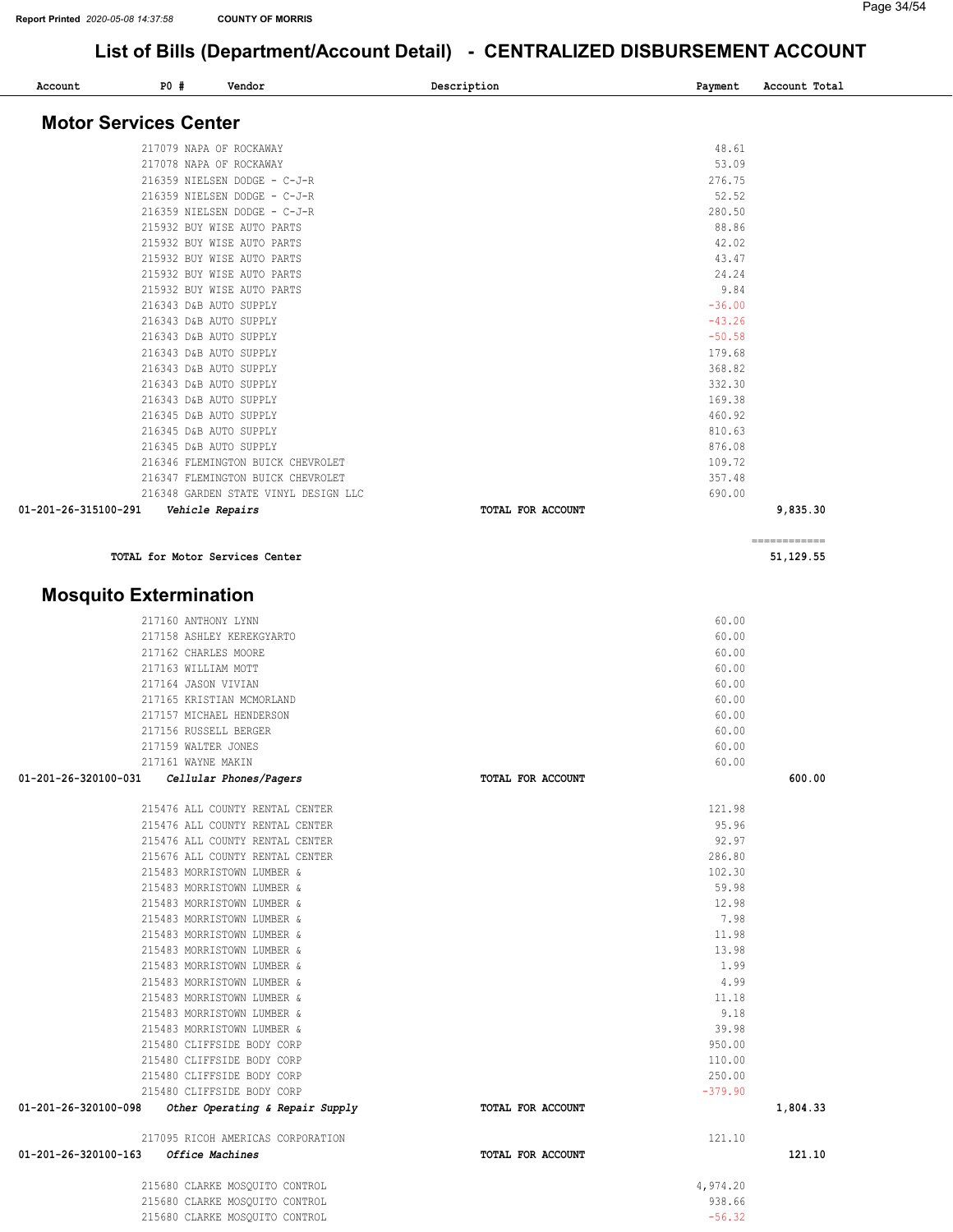## List of Bills (Department/Account Detail) - CENTRALIZED DISBURSEMENT ACCOUNT

| Account | PO # | Vendor | Description | Payment | Account Total |
|---|---|---|---|---|---|

### Motor Services Center

| Account | PO # | Vendor | Description | Payment | Account Total |
|---|---|---|---|---|---|
| | 217079 | NAPA OF ROCKAWAY | | 48.61 | |
| | 217078 | NAPA OF ROCKAWAY | | 53.09 | |
| | 216359 | NIELSEN DODGE - C-J-R | | 276.75 | |
| | 216359 | NIELSEN DODGE - C-J-R | | 52.52 | |
| | 216359 | NIELSEN DODGE - C-J-R | | 280.50 | |
| | 215932 | BUY WISE AUTO PARTS | | 88.86 | |
| | 215932 | BUY WISE AUTO PARTS | | 42.02 | |
| | 215932 | BUY WISE AUTO PARTS | | 43.47 | |
| | 215932 | BUY WISE AUTO PARTS | | 24.24 | |
| | 215932 | BUY WISE AUTO PARTS | | 9.84 | |
| | 216343 | D&B AUTO SUPPLY | | -36.00 | |
| | 216343 | D&B AUTO SUPPLY | | -43.26 | |
| | 216343 | D&B AUTO SUPPLY | | -50.58 | |
| | 216343 | D&B AUTO SUPPLY | | 179.68 | |
| | 216343 | D&B AUTO SUPPLY | | 368.82 | |
| | 216343 | D&B AUTO SUPPLY | | 332.30 | |
| | 216343 | D&B AUTO SUPPLY | | 169.38 | |
| | 216345 | D&B AUTO SUPPLY | | 460.92 | |
| | 216345 | D&B AUTO SUPPLY | | 810.63 | |
| | 216345 | D&B AUTO SUPPLY | | 876.08 | |
| | 216346 | FLEMINGTON BUICK CHEVROLET | | 109.72 | |
| | 216347 | FLEMINGTON BUICK CHEVROLET | | 357.48 | |
| | 216348 | GARDEN STATE VINYL DESIGN LLC | | 690.00 | |
| 01-201-26-315100-291 | | *Vehicle Repairs* | TOTAL FOR ACCOUNT | | 9,835.30 |
| | | TOTAL for Motor Services Center | | | 51,129.55 |

### Mosquito Extermination

| Account | PO # | Vendor | Description | Payment | Account Total |
|---|---|---|---|---|---|
| | 217160 | ANTHONY LYNN | | 60.00 | |
| | 217158 | ASHLEY KEREKGYARTO | | 60.00 | |
| | 217162 | CHARLES MOORE | | 60.00 | |
| | 217163 | WILLIAM MOTT | | 60.00 | |
| | 217164 | JASON VIVIAN | | 60.00 | |
| | 217165 | KRISTIAN MCMORLAND | | 60.00 | |
| | 217157 | MICHAEL HENDERSON | | 60.00 | |
| | 217156 | RUSSELL BERGER | | 60.00 | |
| | 217159 | WALTER JONES | | 60.00 | |
| | 217161 | WAYNE MAKIN | | 60.00 | |
| 01-201-26-320100-031 | | *Cellular Phones/Pagers* | TOTAL FOR ACCOUNT | | 600.00 |
| | 215476 | ALL COUNTY RENTAL CENTER | | 121.98 | |
| | 215476 | ALL COUNTY RENTAL CENTER | | 95.96 | |
| | 215476 | ALL COUNTY RENTAL CENTER | | 92.97 | |
| | 215676 | ALL COUNTY RENTAL CENTER | | 286.80 | |
| | 215483 | MORRISTOWN LUMBER & | | 102.30 | |
| | 215483 | MORRISTOWN LUMBER & | | 59.98 | |
| | 215483 | MORRISTOWN LUMBER & | | 12.98 | |
| | 215483 | MORRISTOWN LUMBER & | | 7.98 | |
| | 215483 | MORRISTOWN LUMBER & | | 11.98 | |
| | 215483 | MORRISTOWN LUMBER & | | 13.98 | |
| | 215483 | MORRISTOWN LUMBER & | | 1.99 | |
| | 215483 | MORRISTOWN LUMBER & | | 4.99 | |
| | 215483 | MORRISTOWN LUMBER & | | 11.18 | |
| | 215483 | MORRISTOWN LUMBER & | | 9.18 | |
| | 215483 | MORRISTOWN LUMBER & | | 39.98 | |
| | 215480 | CLIFFSIDE BODY CORP | | 950.00 | |
| | 215480 | CLIFFSIDE BODY CORP | | 110.00 | |
| | 215480 | CLIFFSIDE BODY CORP | | 250.00 | |
| | 215480 | CLIFFSIDE BODY CORP | | -379.90 | |
| 01-201-26-320100-098 | | *Other Operating & Repair Supply* | TOTAL FOR ACCOUNT | | 1,804.33 |
| | 217095 | RICOH AMERICAS CORPORATION | | 121.10 | |
| 01-201-26-320100-163 | | *Office Machines* | TOTAL FOR ACCOUNT | | 121.10 |
| | 215680 | CLARKE MOSQUITO CONTROL | | 4,974.20 | |
| | 215680 | CLARKE MOSQUITO CONTROL | | 938.66 | |
| | 215680 | CLARKE MOSQUITO CONTROL | | -56.32 | |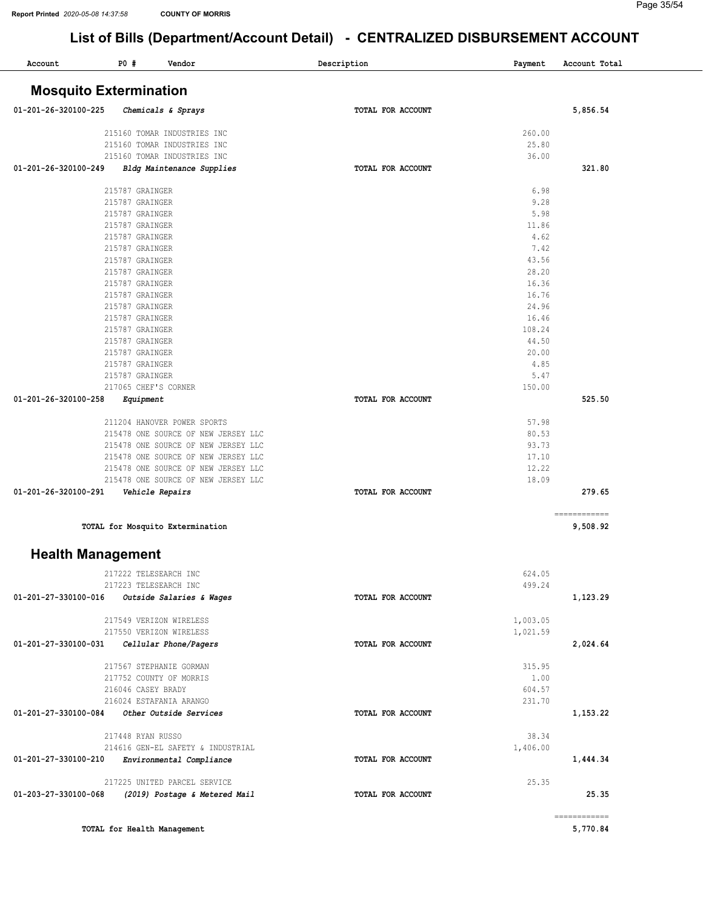# List of Bills (Department/Account Detail) - CENTRALIZED DISBURSEMENT ACCOUNT

| Account | PO # Vendor | Description | Payment | Account Total |
|---|---|---|---|---|

## Mosquito Extermination

| Account | PO # Vendor | Description | Payment | Account Total |
|---|---|---|---|---|
| 01-201-26-320100-225 | *Chemicals & Sprays* | TOTAL FOR ACCOUNT | | 5,856.54 |
| | 215160 TOMAR INDUSTRIES INC | | 260.00 | |
| | 215160 TOMAR INDUSTRIES INC | | 25.80 | |
| | 215160 TOMAR INDUSTRIES INC | | 36.00 | |
| 01-201-26-320100-249 | *Bldg Maintenance Supplies* | TOTAL FOR ACCOUNT | | 321.80 |
| | 215787 GRAINGER | | 6.98 | |
| | 215787 GRAINGER | | 9.28 | |
| | 215787 GRAINGER | | 5.98 | |
| | 215787 GRAINGER | | 11.86 | |
| | 215787 GRAINGER | | 4.62 | |
| | 215787 GRAINGER | | 7.42 | |
| | 215787 GRAINGER | | 43.56 | |
| | 215787 GRAINGER | | 28.20 | |
| | 215787 GRAINGER | | 16.36 | |
| | 215787 GRAINGER | | 16.76 | |
| | 215787 GRAINGER | | 24.96 | |
| | 215787 GRAINGER | | 16.46 | |
| | 215787 GRAINGER | | 108.24 | |
| | 215787 GRAINGER | | 44.50 | |
| | 215787 GRAINGER | | 20.00 | |
| | 215787 GRAINGER | | 4.85 | |
| | 215787 GRAINGER | | 5.47 | |
| | 217065 CHEF'S CORNER | | 150.00 | |
| 01-201-26-320100-258 | *Equipment* | TOTAL FOR ACCOUNT | | 525.50 |
| | 211204 HANOVER POWER SPORTS | | 57.98 | |
| | 215478 ONE SOURCE OF NEW JERSEY LLC | | 80.53 | |
| | 215478 ONE SOURCE OF NEW JERSEY LLC | | 93.73 | |
| | 215478 ONE SOURCE OF NEW JERSEY LLC | | 17.10 | |
| | 215478 ONE SOURCE OF NEW JERSEY LLC | | 12.22 | |
| | 215478 ONE SOURCE OF NEW JERSEY LLC | | 18.09 | |
| 01-201-26-320100-291 | *Vehicle Repairs* | TOTAL FOR ACCOUNT | | 279.65 |
| | TOTAL for Mosquito Extermination | | | 9,508.92 |

## Health Management

| Account | PO # Vendor | Description | Payment | Account Total |
|---|---|---|---|---|
| | 217222 TELESEARCH INC | | 624.05 | |
| | 217223 TELESEARCH INC | | 499.24 | |
| 01-201-27-330100-016 | *Outside Salaries & Wages* | TOTAL FOR ACCOUNT | | 1,123.29 |
| | 217549 VERIZON WIRELESS | | 1,003.05 | |
| | 217550 VERIZON WIRELESS | | 1,021.59 | |
| 01-201-27-330100-031 | *Cellular Phone/Pagers* | TOTAL FOR ACCOUNT | | 2,024.64 |
| | 217567 STEPHANIE GORMAN | | 315.95 | |
| | 217752 COUNTY OF MORRIS | | 1.00 | |
| | 216046 CASEY BRADY | | 604.57 | |
| | 216024 ESTAFANIA ARANGO | | 231.70 | |
| 01-201-27-330100-084 | *Other Outside Services* | TOTAL FOR ACCOUNT | | 1,153.22 |
| | 217448 RYAN RUSSO | | 38.34 | |
| | 214616 GEN-EL SAFETY & INDUSTRIAL | | 1,406.00 | |
| 01-201-27-330100-210 | *Environmental Compliance* | TOTAL FOR ACCOUNT | | 1,444.34 |
| | 217225 UNITED PARCEL SERVICE | | 25.35 | |
| 01-203-27-330100-068 | *(2019) Postage & Metered Mail* | TOTAL FOR ACCOUNT | | 25.35 |
| | TOTAL for Health Management | | | 5,770.84 |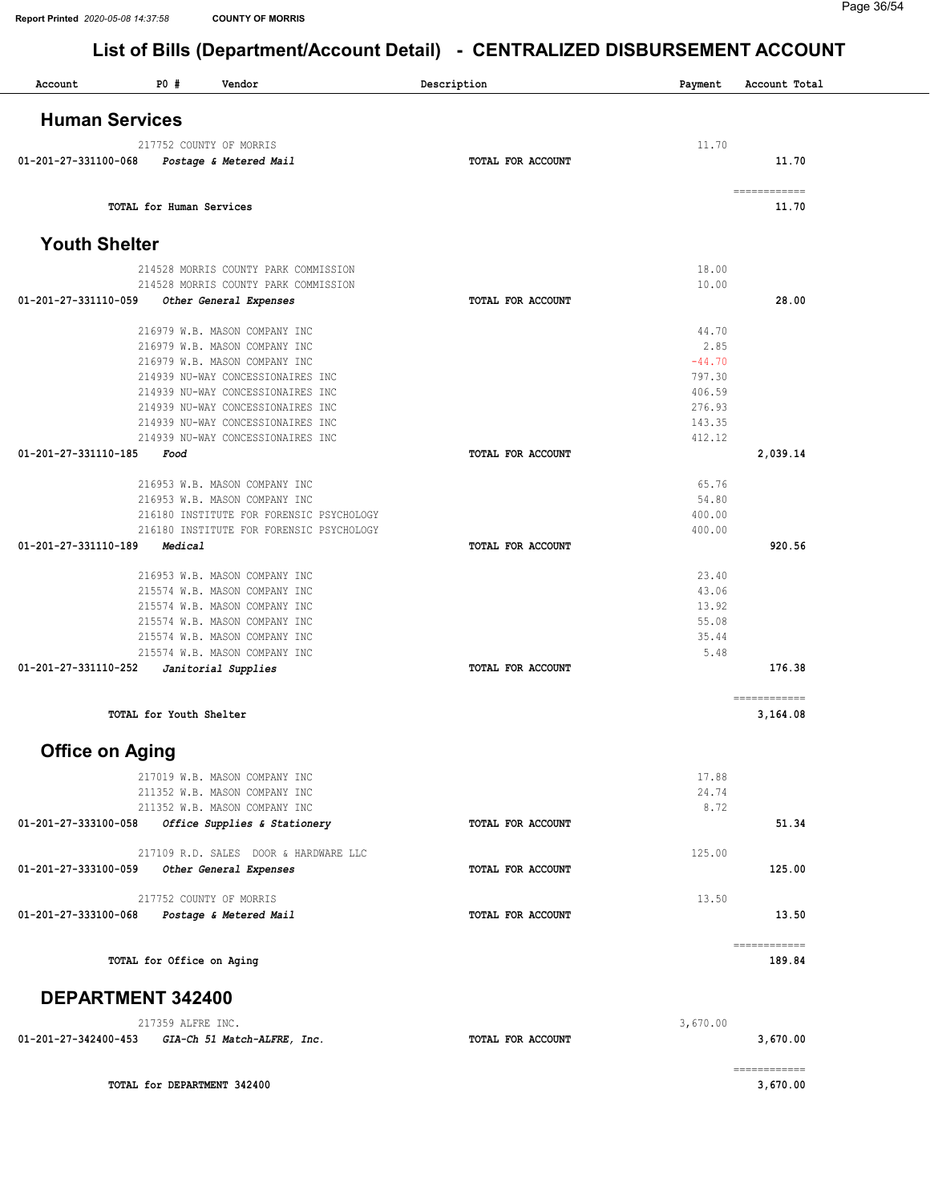# List of Bills (Department/Account Detail) - CENTRALIZED DISBURSEMENT ACCOUNT

| Account | PO # | Vendor | Description | Payment | Account Total |
|---|---|---|---|---|---|

## Human Services

| Account | PO # | Vendor | Description | Payment | Account Total |
|---|---|---|---|---|---|
| | 217752 | COUNTY OF MORRIS | | 11.70 | |
| **01-201-27-331100-068** | | ***Postage & Metered Mail*** | **TOTAL FOR ACCOUNT** | | **11.70** |
| | | **TOTAL for Human Services** | | | **11.70** |

## Youth Shelter

| Account | PO # | Vendor | Description | Payment | Account Total |
|---|---|---|---|---|---|
| | 214528 | MORRIS COUNTY PARK COMMISSION | | 18.00 | |
| | 214528 | MORRIS COUNTY PARK COMMISSION | | 10.00 | |
| **01-201-27-331110-059** | | ***Other General Expenses*** | **TOTAL FOR ACCOUNT** | | **28.00** |
| | 216979 | W.B. MASON COMPANY INC | | 44.70 | |
| | 216979 | W.B. MASON COMPANY INC | | 2.85 | |
| | 216979 | W.B. MASON COMPANY INC | | -44.70 | |
| | 214939 | NU-WAY CONCESSIONAIRES INC | | 797.30 | |
| | 214939 | NU-WAY CONCESSIONAIRES INC | | 406.59 | |
| | 214939 | NU-WAY CONCESSIONAIRES INC | | 276.93 | |
| | 214939 | NU-WAY CONCESSIONAIRES INC | | 143.35 | |
| | 214939 | NU-WAY CONCESSIONAIRES INC | | 412.12 | |
| **01-201-27-331110-185** | | ***Food*** | **TOTAL FOR ACCOUNT** | | **2,039.14** |
| | 216953 | W.B. MASON COMPANY INC | | 65.76 | |
| | 216953 | W.B. MASON COMPANY INC | | 54.80 | |
| | 216180 | INSTITUTE FOR FORENSIC PSYCHOLOGY | | 400.00 | |
| | 216180 | INSTITUTE FOR FORENSIC PSYCHOLOGY | | 400.00 | |
| **01-201-27-331110-189** | | ***Medical*** | **TOTAL FOR ACCOUNT** | | **920.56** |
| | 216953 | W.B. MASON COMPANY INC | | 23.40 | |
| | 215574 | W.B. MASON COMPANY INC | | 43.06 | |
| | 215574 | W.B. MASON COMPANY INC | | 13.92 | |
| | 215574 | W.B. MASON COMPANY INC | | 55.08 | |
| | 215574 | W.B. MASON COMPANY INC | | 35.44 | |
| | 215574 | W.B. MASON COMPANY INC | | 5.48 | |
| **01-201-27-331110-252** | | ***Janitorial Supplies*** | **TOTAL FOR ACCOUNT** | | **176.38** |
| | | **TOTAL for Youth Shelter** | | | **3,164.08** |

## Office on Aging

| Account | PO # | Vendor | Description | Payment | Account Total |
|---|---|---|---|---|---|
| | 217019 | W.B. MASON COMPANY INC | | 17.88 | |
| | 211352 | W.B. MASON COMPANY INC | | 24.74 | |
| | 211352 | W.B. MASON COMPANY INC | | 8.72 | |
| **01-201-27-333100-058** | | ***Office Supplies & Stationery*** | **TOTAL FOR ACCOUNT** | | **51.34** |
| | 217109 | R.D. SALES DOOR & HARDWARE LLC | | 125.00 | |
| **01-201-27-333100-059** | | ***Other General Expenses*** | **TOTAL FOR ACCOUNT** | | **125.00** |
| | 217752 | COUNTY OF MORRIS | | 13.50 | |
| **01-201-27-333100-068** | | ***Postage & Metered Mail*** | **TOTAL FOR ACCOUNT** | | **13.50** |
| | | **TOTAL for Office on Aging** | | | **189.84** |

## DEPARTMENT 342400

| Account | PO # | Vendor | Description | Payment | Account Total |
|---|---|---|---|---|---|
| | 217359 | ALFRE INC. | | 3,670.00 | |
| **01-201-27-342400-453** | | ***GIA-Ch 51 Match-ALFRE, Inc.*** | **TOTAL FOR ACCOUNT** | | **3,670.00** |
| | | **TOTAL for DEPARTMENT 342400** | | | **3,670.00** |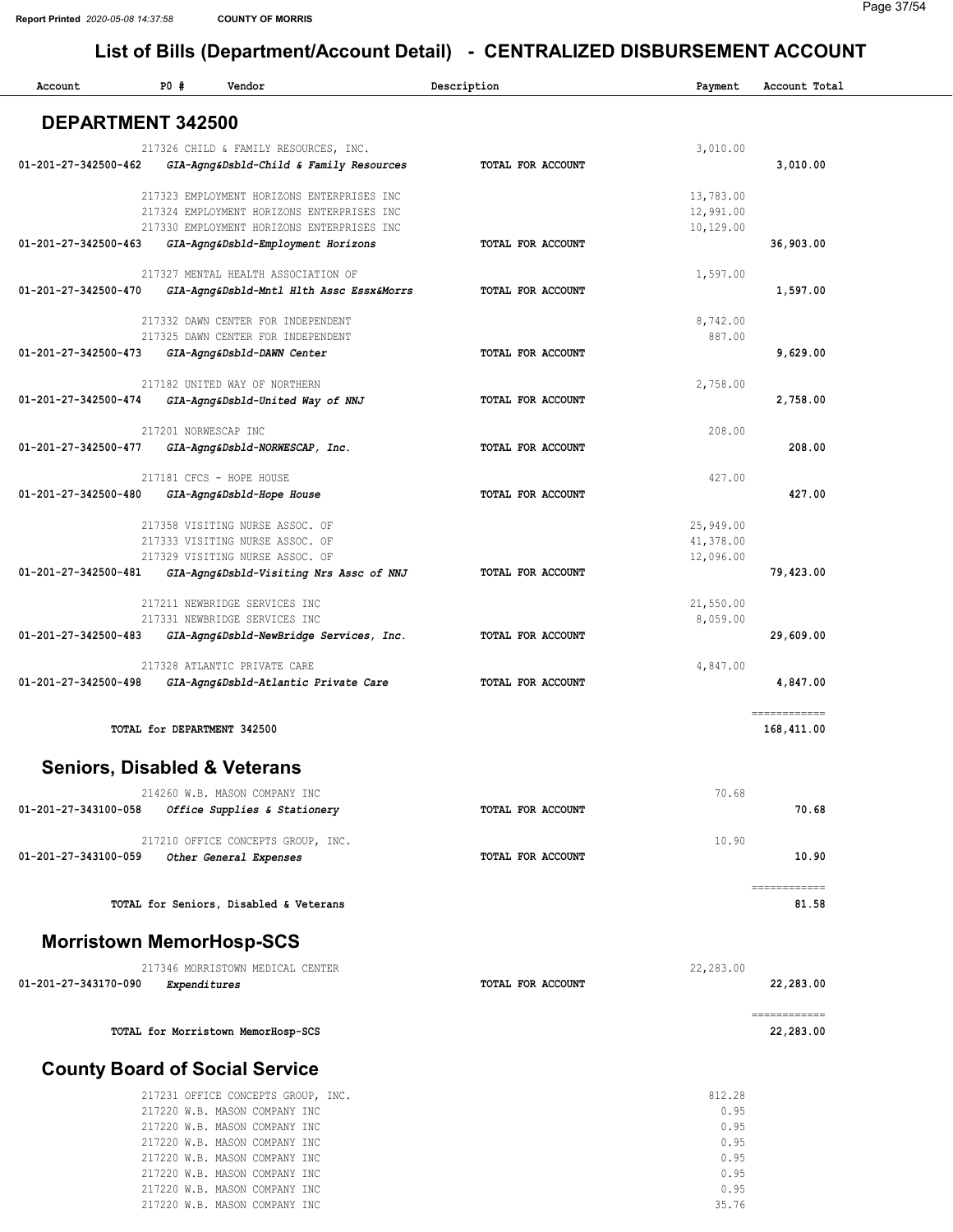# List of Bills (Department/Account Detail) - CENTRALIZED DISBURSEMENT ACCOUNT

| Account | PO # | Vendor | Description | Payment | Account Total |
|---|---|---|---|---|---|

## DEPARTMENT 342500

| Account | PO # Vendor | Description | Payment | Account Total |
|---|---|---|---|---|
| | 217326 CHILD & FAMILY RESOURCES, INC. | | 3,010.00 | |
| 01-201-27-342500-462 | *GIA-Agng&Dsbld-Child & Family Resources* | TOTAL FOR ACCOUNT | | 3,010.00 |
| | 217323 EMPLOYMENT HORIZONS ENTERPRISES INC | | 13,783.00 | |
| | 217324 EMPLOYMENT HORIZONS ENTERPRISES INC | | 12,991.00 | |
| | 217330 EMPLOYMENT HORIZONS ENTERPRISES INC | | 10,129.00 | |
| 01-201-27-342500-463 | *GIA-Agng&Dsbld-Employment Horizons* | TOTAL FOR ACCOUNT | | 36,903.00 |
| | 217327 MENTAL HEALTH ASSOCIATION OF | | 1,597.00 | |
| 01-201-27-342500-470 | *GIA-Agng&Dsbld-Mntl Hlth Assc Essx&Morrs* | TOTAL FOR ACCOUNT | | 1,597.00 |
| | 217332 DAWN CENTER FOR INDEPENDENT | | 8,742.00 | |
| | 217325 DAWN CENTER FOR INDEPENDENT | | 887.00 | |
| 01-201-27-342500-473 | *GIA-Agng&Dsbld-DAWN Center* | TOTAL FOR ACCOUNT | | 9,629.00 |
| | 217182 UNITED WAY OF NORTHERN | | 2,758.00 | |
| 01-201-27-342500-474 | *GIA-Agng&Dsbld-United Way of NNJ* | TOTAL FOR ACCOUNT | | 2,758.00 |
| | 217201 NORWESCAP INC | | 208.00 | |
| 01-201-27-342500-477 | *GIA-Agng&Dsbld-NORWESCAP, Inc.* | TOTAL FOR ACCOUNT | | 208.00 |
| | 217181 CFCS - HOPE HOUSE | | 427.00 | |
| 01-201-27-342500-480 | *GIA-Agng&Dsbld-Hope House* | TOTAL FOR ACCOUNT | | 427.00 |
| | 217358 VISITING NURSE ASSOC. OF | | 25,949.00 | |
| | 217333 VISITING NURSE ASSOC. OF | | 41,378.00 | |
| | 217329 VISITING NURSE ASSOC. OF | | 12,096.00 | |
| 01-201-27-342500-481 | *GIA-Agng&Dsbld-Visiting Nrs Assc of NNJ* | TOTAL FOR ACCOUNT | | 79,423.00 |
| | 217211 NEWBRIDGE SERVICES INC | | 21,550.00 | |
| | 217331 NEWBRIDGE SERVICES INC | | 8,059.00 | |
| 01-201-27-342500-483 | *GIA-Agng&Dsbld-NewBridge Services, Inc.* | TOTAL FOR ACCOUNT | | 29,609.00 |
| | 217328 ATLANTIC PRIVATE CARE | | 4,847.00 | |
| 01-201-27-342500-498 | *GIA-Agng&Dsbld-Atlantic Private Care* | TOTAL FOR ACCOUNT | | 4,847.00 |
| | **TOTAL for DEPARTMENT 342500** | | | 168,411.00 |

## Seniors, Disabled & Veterans

| Account | PO # Vendor | Description | Payment | Account Total |
|---|---|---|---|---|
| | 214260 W.B. MASON COMPANY INC | | 70.68 | |
| 01-201-27-343100-058 | *Office Supplies & Stationery* | TOTAL FOR ACCOUNT | | 70.68 |
| | 217210 OFFICE CONCEPTS GROUP, INC. | | 10.90 | |
| 01-201-27-343100-059 | *Other General Expenses* | TOTAL FOR ACCOUNT | | 10.90 |
| | **TOTAL for Seniors, Disabled & Veterans** | | | 81.58 |

## Morristown MemorHosp-SCS

| Account | PO # Vendor | Description | Payment | Account Total |
|---|---|---|---|---|
| | 217346 MORRISTOWN MEDICAL CENTER | | 22,283.00 | |
| 01-201-27-343170-090 | *Expenditures* | TOTAL FOR ACCOUNT | | 22,283.00 |
| | **TOTAL for Morristown MemorHosp-SCS** | | | 22,283.00 |

## County Board of Social Service

| Account | PO # Vendor | Description | Payment | Account Total |
|---|---|---|---|---|
| | 217231 OFFICE CONCEPTS GROUP, INC. | | 812.28 | |
| | 217220 W.B. MASON COMPANY INC | | 0.95 | |
| | 217220 W.B. MASON COMPANY INC | | 0.95 | |
| | 217220 W.B. MASON COMPANY INC | | 0.95 | |
| | 217220 W.B. MASON COMPANY INC | | 0.95 | |
| | 217220 W.B. MASON COMPANY INC | | 0.95 | |
| | 217220 W.B. MASON COMPANY INC | | 0.95 | |
| | 217220 W.B. MASON COMPANY INC | | 35.76 | |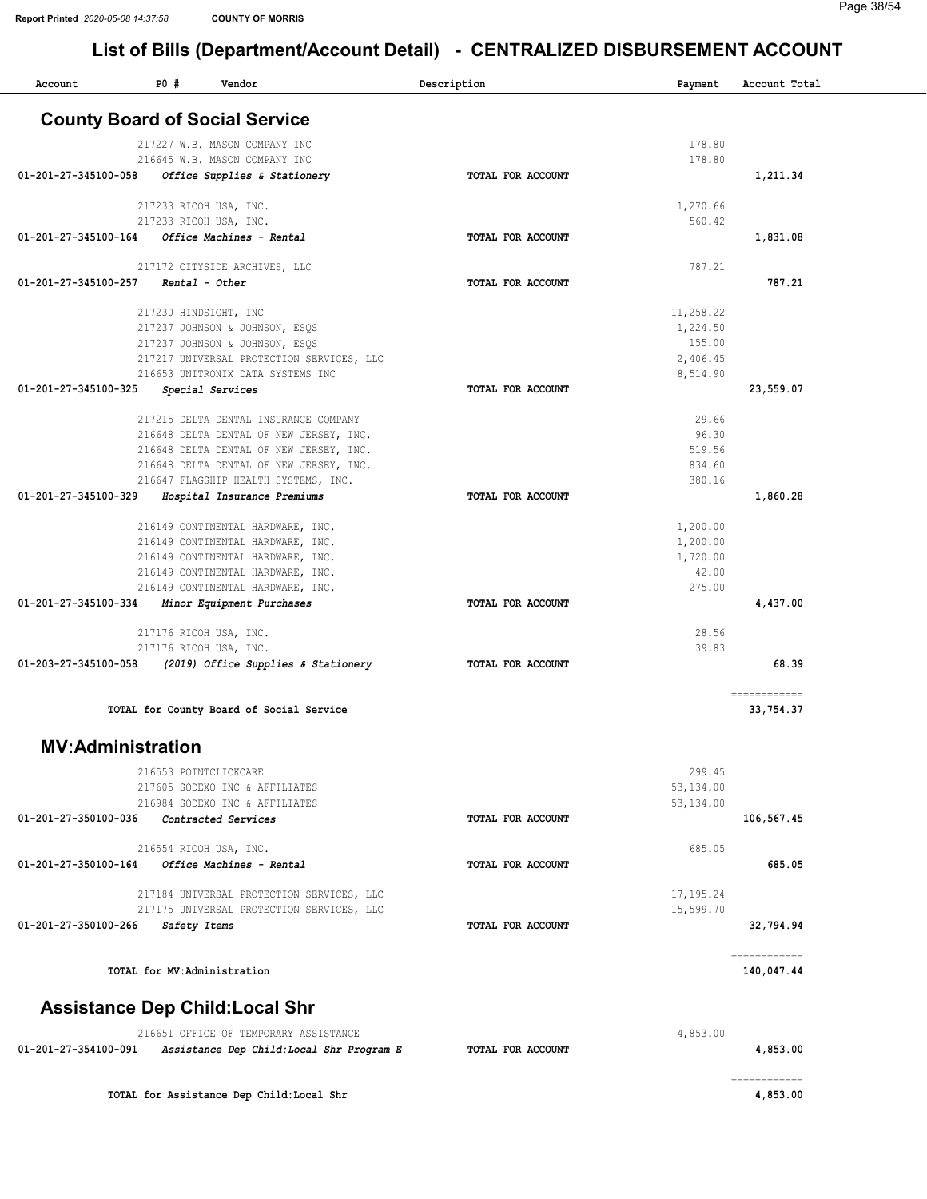# List of Bills (Department/Account Detail) - CENTRALIZED DISBURSEMENT ACCOUNT

Report Printed 2020-05-08 14:37:58 COUNTY OF MORRIS

| Account | PO # | Vendor | Description | Payment | Account Total |
|---|---|---|---|---|---|

## County Board of Social Service

| Account | PO # | Vendor | Description | Payment | Account Total |
|---|---|---|---|---|---|
| | 217227 | W.B. MASON COMPANY INC | | 178.80 | |
| | 216645 | W.B. MASON COMPANY INC | | 178.80 | |
| 01-201-27-345100-058 | | *Office Supplies & Stationery* | TOTAL FOR ACCOUNT | | 1,211.34 |
| | 217233 | RICOH USA, INC. | | 1,270.66 | |
| | 217233 | RICOH USA, INC. | | 560.42 | |
| 01-201-27-345100-164 | | *Office Machines - Rental* | TOTAL FOR ACCOUNT | | 1,831.08 |
| | 217172 | CITYSIDE ARCHIVES, LLC | | 787.21 | |
| 01-201-27-345100-257 | | *Rental - Other* | TOTAL FOR ACCOUNT | | 787.21 |
| | 217230 | HINDSIGHT, INC | | 11,258.22 | |
| | 217237 | JOHNSON & JOHNSON, ESQS | | 1,224.50 | |
| | 217237 | JOHNSON & JOHNSON, ESQS | | 155.00 | |
| | 217217 | UNIVERSAL PROTECTION SERVICES, LLC | | 2,406.45 | |
| | 216653 | UNITRONIX DATA SYSTEMS INC | | 8,514.90 | |
| 01-201-27-345100-325 | | *Special Services* | TOTAL FOR ACCOUNT | | 23,559.07 |
| | 217215 | DELTA DENTAL INSURANCE COMPANY | | 29.66 | |
| | 216648 | DELTA DENTAL OF NEW JERSEY, INC. | | 96.30 | |
| | 216648 | DELTA DENTAL OF NEW JERSEY, INC. | | 519.56 | |
| | 216648 | DELTA DENTAL OF NEW JERSEY, INC. | | 834.60 | |
| | 216647 | FLAGSHIP HEALTH SYSTEMS, INC. | | 380.16 | |
| 01-201-27-345100-329 | | *Hospital Insurance Premiums* | TOTAL FOR ACCOUNT | | 1,860.28 |
| | 216149 | CONTINENTAL HARDWARE, INC. | | 1,200.00 | |
| | 216149 | CONTINENTAL HARDWARE, INC. | | 1,200.00 | |
| | 216149 | CONTINENTAL HARDWARE, INC. | | 1,720.00 | |
| | 216149 | CONTINENTAL HARDWARE, INC. | | 42.00 | |
| | 216149 | CONTINENTAL HARDWARE, INC. | | 275.00 | |
| 01-201-27-345100-334 | | *Minor Equipment Purchases* | TOTAL FOR ACCOUNT | | 4,437.00 |
| | 217176 | RICOH USA, INC. | | 28.56 | |
| | 217176 | RICOH USA, INC. | | 39.83 | |
| 01-203-27-345100-058 | | *(2019) Office Supplies & Stationery* | TOTAL FOR ACCOUNT | | 68.39 |
| | | TOTAL for County Board of Social Service | | | 33,754.37 |

## MV:Administration

| Account | PO # | Vendor | Description | Payment | Account Total |
|---|---|---|---|---|---|
| | 216553 | POINTCLICKCARE | | 299.45 | |
| | 217605 | SODEXO INC & AFFILIATES | | 53,134.00 | |
| | 216984 | SODEXO INC & AFFILIATES | | 53,134.00 | |
| 01-201-27-350100-036 | | *Contracted Services* | TOTAL FOR ACCOUNT | | 106,567.45 |
| | 216554 | RICOH USA, INC. | | 685.05 | |
| 01-201-27-350100-164 | | *Office Machines - Rental* | TOTAL FOR ACCOUNT | | 685.05 |
| | 217184 | UNIVERSAL PROTECTION SERVICES, LLC | | 17,195.24 | |
| | 217175 | UNIVERSAL PROTECTION SERVICES, LLC | | 15,599.70 | |
| 01-201-27-350100-266 | | *Safety Items* | TOTAL FOR ACCOUNT | | 32,794.94 |
| | | TOTAL for MV:Administration | | | 140,047.44 |

## Assistance Dep Child:Local Shr

| Account | PO # | Vendor | Description | Payment | Account Total |
|---|---|---|---|---|---|
| | 216651 | OFFICE OF TEMPORARY ASSISTANCE | | 4,853.00 | |
| 01-201-27-354100-091 | | *Assistance Dep Child:Local Shr Program E* | TOTAL FOR ACCOUNT | | 4,853.00 |
| | | TOTAL for Assistance Dep Child:Local Shr | | | 4,853.00 |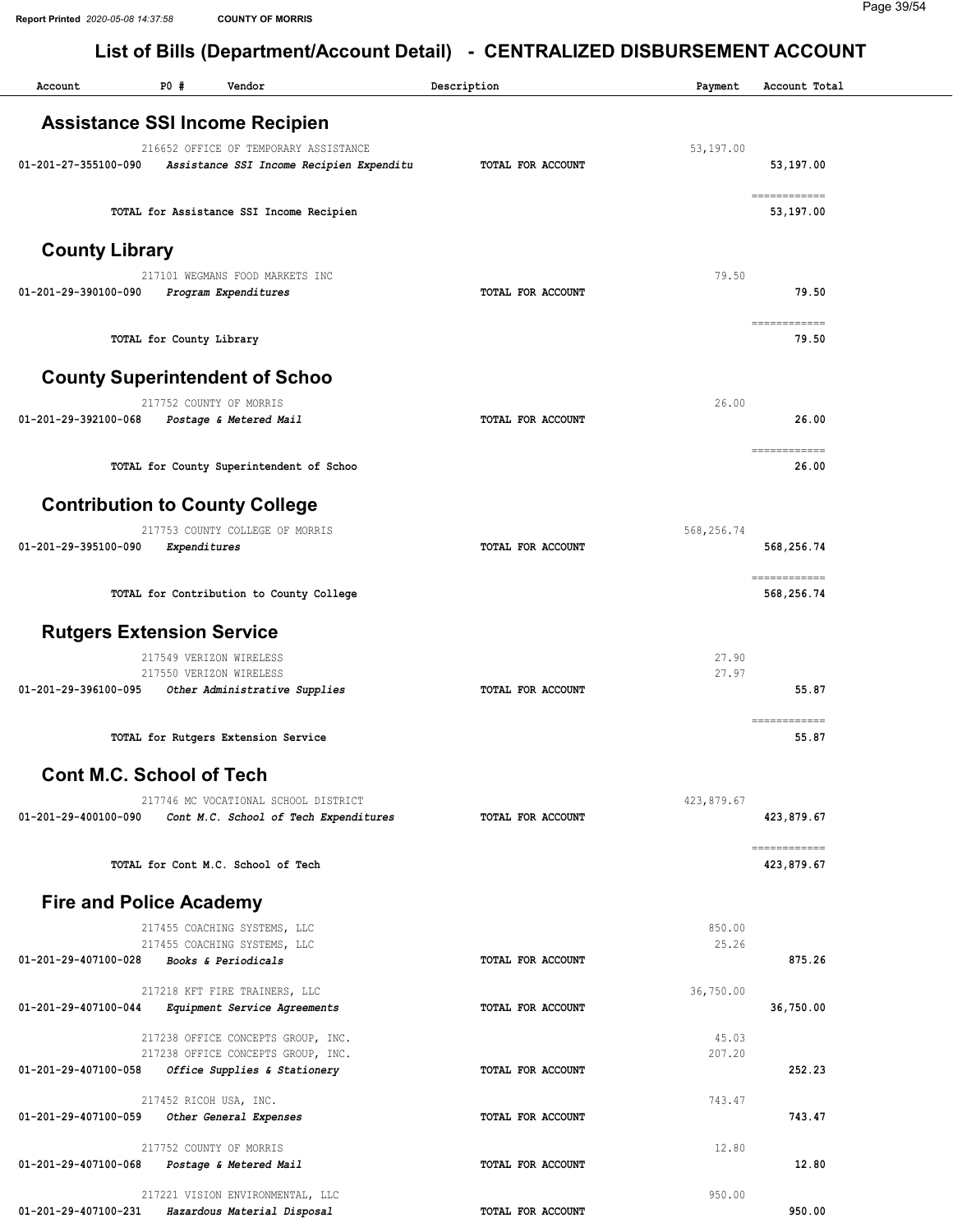## List of Bills (Department/Account Detail) - CENTRALIZED DISBURSEMENT ACCOUNT

| Account | PO # | Vendor | Description | Payment | Account Total |
|---|---|---|---|---|---|

### Assistance SSI Income Recipien

| Account | PO # | Vendor | Description | Payment | Account Total |
|---|---|---|---|---|---|
| | 216652 | OFFICE OF TEMPORARY ASSISTANCE | | 53,197.00 | |
| 01-201-27-355100-090 | | *Assistance SSI Income Recipien Expenditu* | TOTAL FOR ACCOUNT | | 53,197.00 |
| | | TOTAL for Assistance SSI Income Recipien | | | 53,197.00 |

### County Library

| Account | PO # | Vendor | Description | Payment | Account Total |
|---|---|---|---|---|---|
| | 217101 | WEGMANS FOOD MARKETS INC | | 79.50 | |
| 01-201-29-390100-090 | | *Program Expenditures* | TOTAL FOR ACCOUNT | | 79.50 |
| | | TOTAL for County Library | | | 79.50 |

### County Superintendent of Schoo

| Account | PO # | Vendor | Description | Payment | Account Total |
|---|---|---|---|---|---|
| | 217752 | COUNTY OF MORRIS | | 26.00 | |
| 01-201-29-392100-068 | | *Postage & Metered Mail* | TOTAL FOR ACCOUNT | | 26.00 |
| | | TOTAL for County Superintendent of Schoo | | | 26.00 |

### Contribution to County College

| Account | PO # | Vendor | Description | Payment | Account Total |
|---|---|---|---|---|---|
| | 217753 | COUNTY COLLEGE OF MORRIS | | 568,256.74 | |
| 01-201-29-395100-090 | | *Expenditures* | TOTAL FOR ACCOUNT | | 568,256.74 |
| | | TOTAL for Contribution to County College | | | 568,256.74 |

### Rutgers Extension Service

| Account | PO # | Vendor | Description | Payment | Account Total |
|---|---|---|---|---|---|
| | 217549 | VERIZON WIRELESS | | 27.90 | |
| | 217550 | VERIZON WIRELESS | | 27.97 | |
| 01-201-29-396100-095 | | *Other Administrative Supplies* | TOTAL FOR ACCOUNT | | 55.87 |
| | | TOTAL for Rutgers Extension Service | | | 55.87 |

### Cont M.C. School of Tech

| Account | PO # | Vendor | Description | Payment | Account Total |
|---|---|---|---|---|---|
| | 217746 | MC VOCATIONAL SCHOOL DISTRICT | | 423,879.67 | |
| 01-201-29-400100-090 | | *Cont M.C. School of Tech Expenditures* | TOTAL FOR ACCOUNT | | 423,879.67 |
| | | TOTAL for Cont M.C. School of Tech | | | 423,879.67 |

### Fire and Police Academy

| Account | PO # | Vendor | Description | Payment | Account Total |
|---|---|---|---|---|---|
| | 217455 | COACHING SYSTEMS, LLC | | 850.00 | |
| | 217455 | COACHING SYSTEMS, LLC | | 25.26 | |
| 01-201-29-407100-028 | | *Books & Periodicals* | TOTAL FOR ACCOUNT | | 875.26 |
| | 217218 | KFT FIRE TRAINERS, LLC | | 36,750.00 | |
| 01-201-29-407100-044 | | *Equipment Service Agreements* | TOTAL FOR ACCOUNT | | 36,750.00 |
| | 217238 | OFFICE CONCEPTS GROUP, INC. | | 45.03 | |
| | 217238 | OFFICE CONCEPTS GROUP, INC. | | 207.20 | |
| 01-201-29-407100-058 | | *Office Supplies & Stationery* | TOTAL FOR ACCOUNT | | 252.23 |
| | 217452 | RICOH USA, INC. | | 743.47 | |
| 01-201-29-407100-059 | | *Other General Expenses* | TOTAL FOR ACCOUNT | | 743.47 |
| | 217752 | COUNTY OF MORRIS | | 12.80 | |
| 01-201-29-407100-068 | | *Postage & Metered Mail* | TOTAL FOR ACCOUNT | | 12.80 |
| | 217221 | VISION ENVIRONMENTAL, LLC | | 950.00 | |
| 01-201-29-407100-231 | | *Hazardous Material Disposal* | TOTAL FOR ACCOUNT | | 950.00 |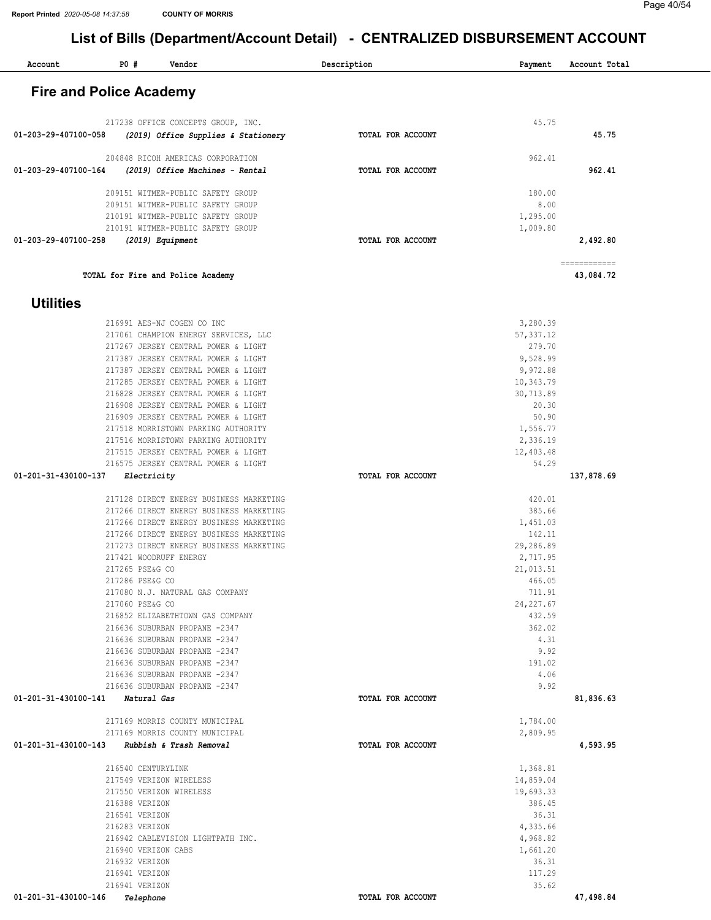# List of Bills (Department/Account Detail) - CENTRALIZED DISBURSEMENT ACCOUNT

Report Printed 2020-05-08 14:37:58 COUNTY OF MORRIS

| Account | PO # | Vendor | Description | Payment | Account Total |
|---|---|---|---|---|---|

## Fire and Police Academy

| Account | PO # | Vendor | Description | Payment | Account Total |
|---|---|---|---|---|---|
| | 217238 | OFFICE CONCEPTS GROUP, INC. | | 45.75 | |
| 01-203-29-407100-058 | | *(2019) Office Supplies & Stationery* | **TOTAL FOR ACCOUNT** | | **45.75** |
| | 204848 | RICOH AMERICAS CORPORATION | | 962.41 | |
| 01-203-29-407100-164 | | *(2019) Office Machines - Rental* | **TOTAL FOR ACCOUNT** | | **962.41** |
| | 209151 | WITMER-PUBLIC SAFETY GROUP | | 180.00 | |
| | 209151 | WITMER-PUBLIC SAFETY GROUP | | 8.00 | |
| | 210191 | WITMER-PUBLIC SAFETY GROUP | | 1,295.00 | |
| | 210191 | WITMER-PUBLIC SAFETY GROUP | | 1,009.80 | |
| 01-203-29-407100-258 | | *(2019) Equipment* | **TOTAL FOR ACCOUNT** | | **2,492.80** |
| | | **TOTAL for Fire and Police Academy** | | | **43,084.72** |

## Utilities

| Account | PO # | Vendor | Description | Payment | Account Total |
|---|---|---|---|---|---|
| | 216991 | AES-NJ COGEN CO INC | | 3,280.39 | |
| | 217061 | CHAMPION ENERGY SERVICES, LLC | | 57,337.12 | |
| | 217267 | JERSEY CENTRAL POWER & LIGHT | | 279.70 | |
| | 217387 | JERSEY CENTRAL POWER & LIGHT | | 9,528.99 | |
| | 217387 | JERSEY CENTRAL POWER & LIGHT | | 9,972.88 | |
| | 217285 | JERSEY CENTRAL POWER & LIGHT | | 10,343.79 | |
| | 216828 | JERSEY CENTRAL POWER & LIGHT | | 30,713.89 | |
| | 216908 | JERSEY CENTRAL POWER & LIGHT | | 20.30 | |
| | 216909 | JERSEY CENTRAL POWER & LIGHT | | 50.90 | |
| | 217518 | MORRISTOWN PARKING AUTHORITY | | 1,556.77 | |
| | 217516 | MORRISTOWN PARKING AUTHORITY | | 2,336.19 | |
| | 217515 | JERSEY CENTRAL POWER & LIGHT | | 12,403.48 | |
| | 216575 | JERSEY CENTRAL POWER & LIGHT | | 54.29 | |
| 01-201-31-430100-137 | | *Electricity* | **TOTAL FOR ACCOUNT** | | **137,878.69** |
| | 217128 | DIRECT ENERGY BUSINESS MARKETING | | 420.01 | |
| | 217266 | DIRECT ENERGY BUSINESS MARKETING | | 385.66 | |
| | 217266 | DIRECT ENERGY BUSINESS MARKETING | | 1,451.03 | |
| | 217266 | DIRECT ENERGY BUSINESS MARKETING | | 142.11 | |
| | 217273 | DIRECT ENERGY BUSINESS MARKETING | | 29,286.89 | |
| | 217421 | WOODRUFF ENERGY | | 2,717.95 | |
| | 217265 | PSE&G CO | | 21,013.51 | |
| | 217286 | PSE&G CO | | 466.05 | |
| | 217080 | N.J. NATURAL GAS COMPANY | | 711.91 | |
| | 217060 | PSE&G CO | | 24,227.67 | |
| | 216852 | ELIZABETHTOWN GAS COMPANY | | 432.59 | |
| | 216636 | SUBURBAN PROPANE -2347 | | 362.02 | |
| | 216636 | SUBURBAN PROPANE -2347 | | 4.31 | |
| | 216636 | SUBURBAN PROPANE -2347 | | 9.92 | |
| | 216636 | SUBURBAN PROPANE -2347 | | 191.02 | |
| | 216636 | SUBURBAN PROPANE -2347 | | 4.06 | |
| | 216636 | SUBURBAN PROPANE -2347 | | 9.92 | |
| 01-201-31-430100-141 | | *Natural Gas* | **TOTAL FOR ACCOUNT** | | **81,836.63** |
| | 217169 | MORRIS COUNTY MUNICIPAL | | 1,784.00 | |
| | 217169 | MORRIS COUNTY MUNICIPAL | | 2,809.95 | |
| 01-201-31-430100-143 | | *Rubbish & Trash Removal* | **TOTAL FOR ACCOUNT** | | **4,593.95** |
| | 216540 | CENTURYLINK | | 1,368.81 | |
| | 217549 | VERIZON WIRELESS | | 14,859.04 | |
| | 217550 | VERIZON WIRELESS | | 19,693.33 | |
| | 216388 | VERIZON | | 386.45 | |
| | 216541 | VERIZON | | 36.31 | |
| | 216283 | VERIZON | | 4,335.66 | |
| | 216942 | CABLEVISION LIGHTPATH INC. | | 4,968.82 | |
| | 216940 | VERIZON CABS | | 1,661.20 | |
| | 216932 | VERIZON | | 36.31 | |
| | 216941 | VERIZON | | 117.29 | |
| | 216941 | VERIZON | | 35.62 | |
| 01-201-31-430100-146 | | *Telephone* | **TOTAL FOR ACCOUNT** | | **47,498.84** |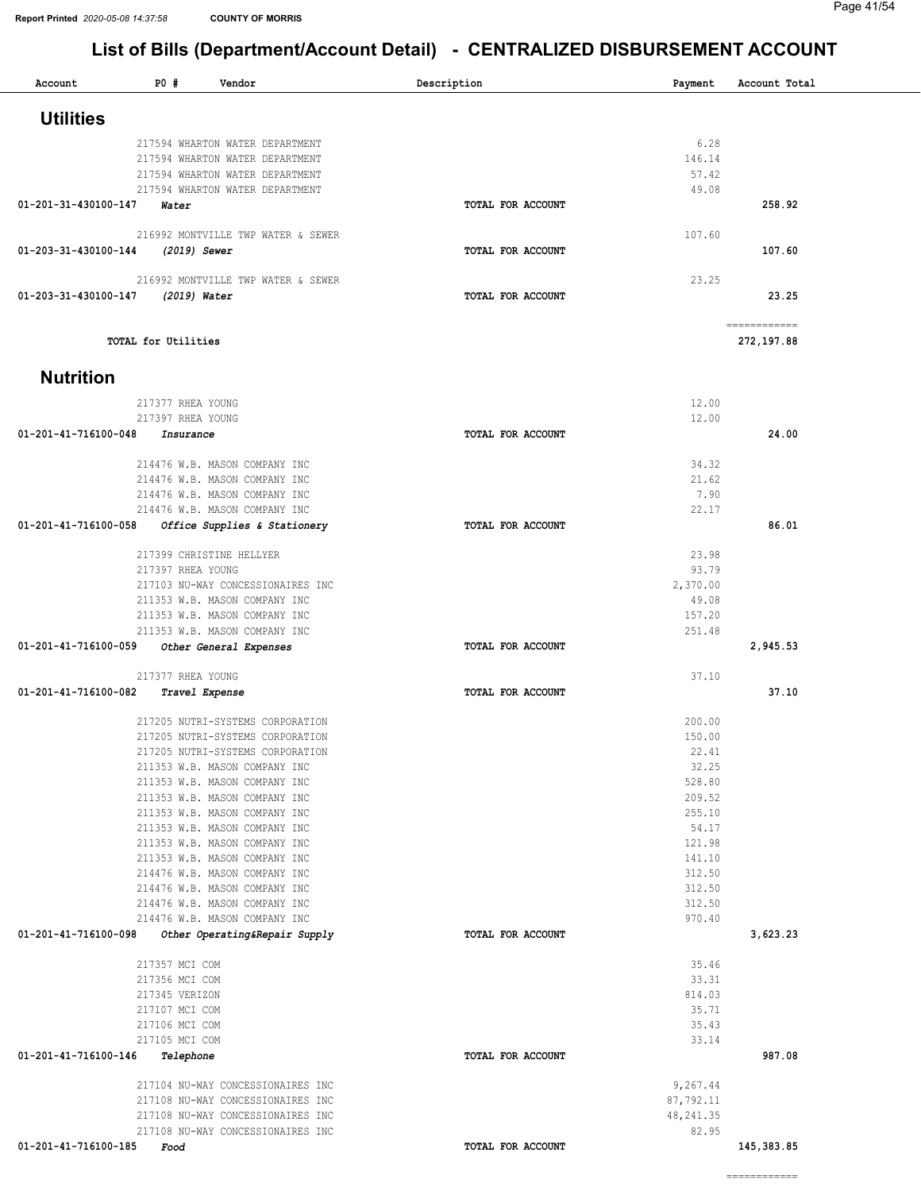# List of Bills (Department/Account Detail) - CENTRALIZED DISBURSEMENT ACCOUNT

| Account | PO # | Vendor | Description | Payment | Account Total |
|---|---|---|---|---|---|

## Utilities

| Account | PO # | Vendor | Description | Payment | Account Total |
|---|---|---|---|---|---|
| | 217594 | WHARTON WATER DEPARTMENT | | 6.28 | |
| | 217594 | WHARTON WATER DEPARTMENT | | 146.14 | |
| | 217594 | WHARTON WATER DEPARTMENT | | 57.42 | |
| | 217594 | WHARTON WATER DEPARTMENT | | 49.08 | |
| 01-201-31-430100-147 | | *Water* | TOTAL FOR ACCOUNT | | 258.92 |
| | 216992 | MONTVILLE TWP WATER & SEWER | | 107.60 | |
| 01-203-31-430100-144 | | *(2019) Sewer* | TOTAL FOR ACCOUNT | | 107.60 |
| | 216992 | MONTVILLE TWP WATER & SEWER | | 23.25 | |
| 01-203-31-430100-147 | | *(2019) Water* | TOTAL FOR ACCOUNT | | 23.25 |
| | | | | | ============ |
| TOTAL for Utilities | | | | | 272,197.88 |

## Nutrition

| Account | PO # | Vendor | Description | Payment | Account Total |
|---|---|---|---|---|---|
| | 217377 | RHEA YOUNG | | 12.00 | |
| | 217397 | RHEA YOUNG | | 12.00 | |
| 01-201-41-716100-048 | | *Insurance* | TOTAL FOR ACCOUNT | | 24.00 |
| | 214476 | W.B. MASON COMPANY INC | | 34.32 | |
| | 214476 | W.B. MASON COMPANY INC | | 21.62 | |
| | 214476 | W.B. MASON COMPANY INC | | 7.90 | |
| | 214476 | W.B. MASON COMPANY INC | | 22.17 | |
| 01-201-41-716100-058 | | *Office Supplies & Stationery* | TOTAL FOR ACCOUNT | | 86.01 |
| | 217399 | CHRISTINE HELLYER | | 23.98 | |
| | 217397 | RHEA YOUNG | | 93.79 | |
| | 217103 | NU-WAY CONCESSIONAIRES INC | | 2,370.00 | |
| | 211353 | W.B. MASON COMPANY INC | | 49.08 | |
| | 211353 | W.B. MASON COMPANY INC | | 157.20 | |
| | 211353 | W.B. MASON COMPANY INC | | 251.48 | |
| 01-201-41-716100-059 | | *Other General Expenses* | TOTAL FOR ACCOUNT | | 2,945.53 |
| | 217377 | RHEA YOUNG | | 37.10 | |
| 01-201-41-716100-082 | | *Travel Expense* | TOTAL FOR ACCOUNT | | 37.10 |
| | 217205 | NUTRI-SYSTEMS CORPORATION | | 200.00 | |
| | 217205 | NUTRI-SYSTEMS CORPORATION | | 150.00 | |
| | 217205 | NUTRI-SYSTEMS CORPORATION | | 22.41 | |
| | 211353 | W.B. MASON COMPANY INC | | 32.25 | |
| | 211353 | W.B. MASON COMPANY INC | | 528.80 | |
| | 211353 | W.B. MASON COMPANY INC | | 209.52 | |
| | 211353 | W.B. MASON COMPANY INC | | 255.10 | |
| | 211353 | W.B. MASON COMPANY INC | | 54.17 | |
| | 211353 | W.B. MASON COMPANY INC | | 121.98 | |
| | 211353 | W.B. MASON COMPANY INC | | 141.10 | |
| | 214476 | W.B. MASON COMPANY INC | | 312.50 | |
| | 214476 | W.B. MASON COMPANY INC | | 312.50 | |
| | 214476 | W.B. MASON COMPANY INC | | 312.50 | |
| | 214476 | W.B. MASON COMPANY INC | | 970.40 | |
| 01-201-41-716100-098 | | *Other Operating&Repair Supply* | TOTAL FOR ACCOUNT | | 3,623.23 |
| | 217357 | MCI COM | | 35.46 | |
| | 217356 | MCI COM | | 33.31 | |
| | 217345 | VERIZON | | 814.03 | |
| | 217107 | MCI COM | | 35.71 | |
| | 217106 | MCI COM | | 35.43 | |
| | 217105 | MCI COM | | 33.14 | |
| 01-201-41-716100-146 | | *Telephone* | TOTAL FOR ACCOUNT | | 987.08 |
| | 217104 | NU-WAY CONCESSIONAIRES INC | | 9,267.44 | |
| | 217108 | NU-WAY CONCESSIONAIRES INC | | 87,792.11 | |
| | 217108 | NU-WAY CONCESSIONAIRES INC | | 48,241.35 | |
| | 217108 | NU-WAY CONCESSIONAIRES INC | | 82.95 | |
| 01-201-41-716100-185 | | *Food* | TOTAL FOR ACCOUNT | | 145,383.85 |
| | | | | | ============ |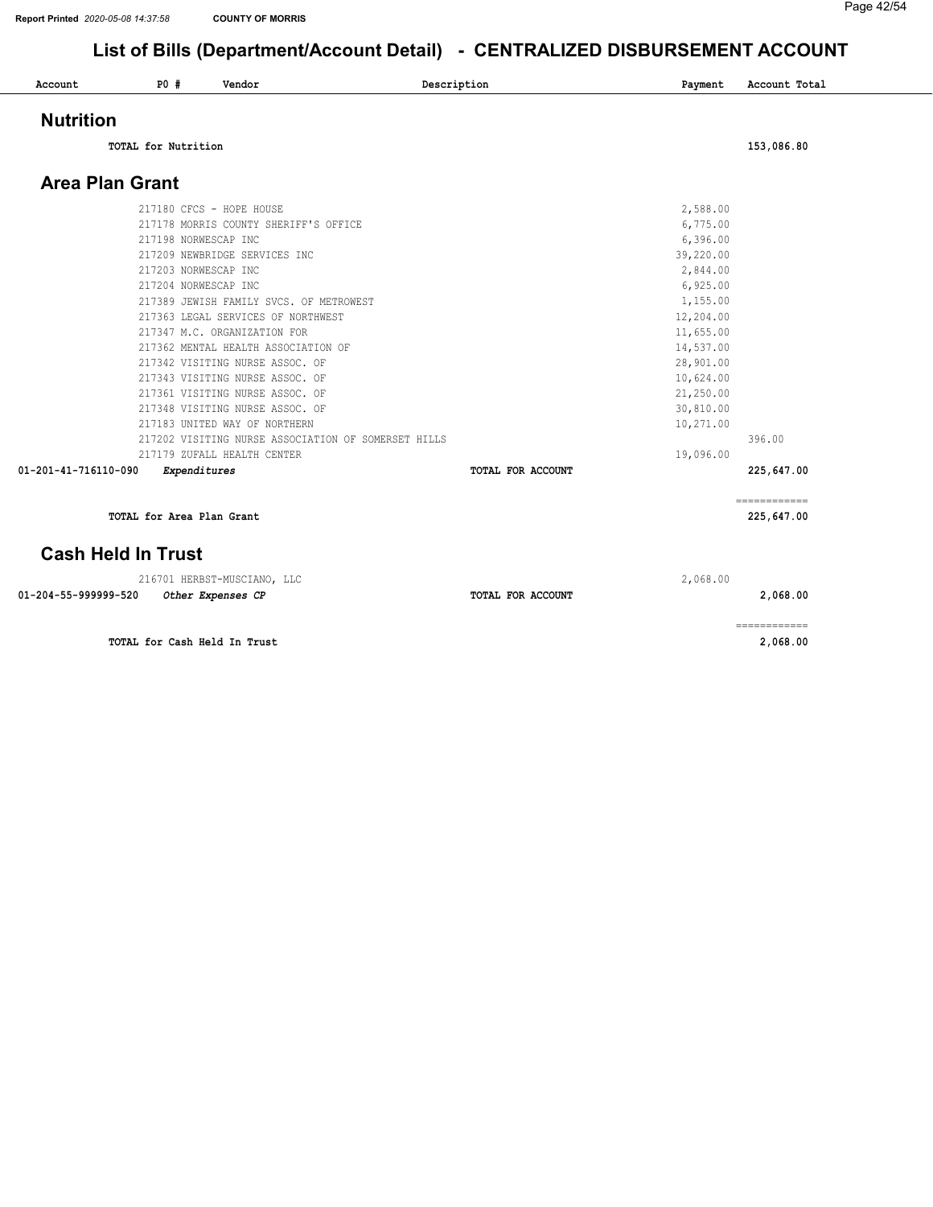# List of Bills (Department/Account Detail) - CENTRALIZED DISBURSEMENT ACCOUNT

| Account | PO # | Vendor | Description | Payment | Account Total |
|---|---|---|---|---|---|

## Nutrition

| | | | | | |
|---|---|---|---|---|---|
| | **TOTAL for Nutrition** | | | | **153,086.80** |

## Area Plan Grant

| Account | PO # | Vendor | Description | Payment | Account Total |
|---|---|---|---|---|---|
| | 217180 | CFCS - HOPE HOUSE | | 2,588.00 | |
| | 217178 | MORRIS COUNTY SHERIFF'S OFFICE | | 6,775.00 | |
| | 217198 | NORWESCAP INC | | 6,396.00 | |
| | 217209 | NEWBRIDGE SERVICES INC | | 39,220.00 | |
| | 217203 | NORWESCAP INC | | 2,844.00 | |
| | 217204 | NORWESCAP INC | | 6,925.00 | |
| | 217389 | JEWISH FAMILY SVCS. OF METROWEST | | 1,155.00 | |
| | 217363 | LEGAL SERVICES OF NORTHWEST | | 12,204.00 | |
| | 217347 | M.C. ORGANIZATION FOR | | 11,655.00 | |
| | 217362 | MENTAL HEALTH ASSOCIATION OF | | 14,537.00 | |
| | 217342 | VISITING NURSE ASSOC. OF | | 28,901.00 | |
| | 217343 | VISITING NURSE ASSOC. OF | | 10,624.00 | |
| | 217361 | VISITING NURSE ASSOC. OF | | 21,250.00 | |
| | 217348 | VISITING NURSE ASSOC. OF | | 30,810.00 | |
| | 217183 | UNITED WAY OF NORTHERN | | 10,271.00 | |
| | 217202 | VISITING NURSE ASSOCIATION OF SOMERSET HILLS | | | 396.00 |
| | 217179 | ZUFALL HEALTH CENTER | | 19,096.00 | |
| **01-201-41-716110-090** | *Expenditures* | | **TOTAL FOR ACCOUNT** | | **225,647.00** |
| | | | | | ============ |
| | **TOTAL for Area Plan Grant** | | | | **225,647.00** |

## Cash Held In Trust

| Account | PO # | Vendor | Description | Payment | Account Total |
|---|---|---|---|---|---|
| | 216701 | HERBST-MUSCIANO, LLC | | 2,068.00 | |
| **01-204-55-999999-520** | *Other Expenses CP* | | **TOTAL FOR ACCOUNT** | | **2,068.00** |
| | | | | | ============ |
| | **TOTAL for Cash Held In Trust** | | | | **2,068.00** |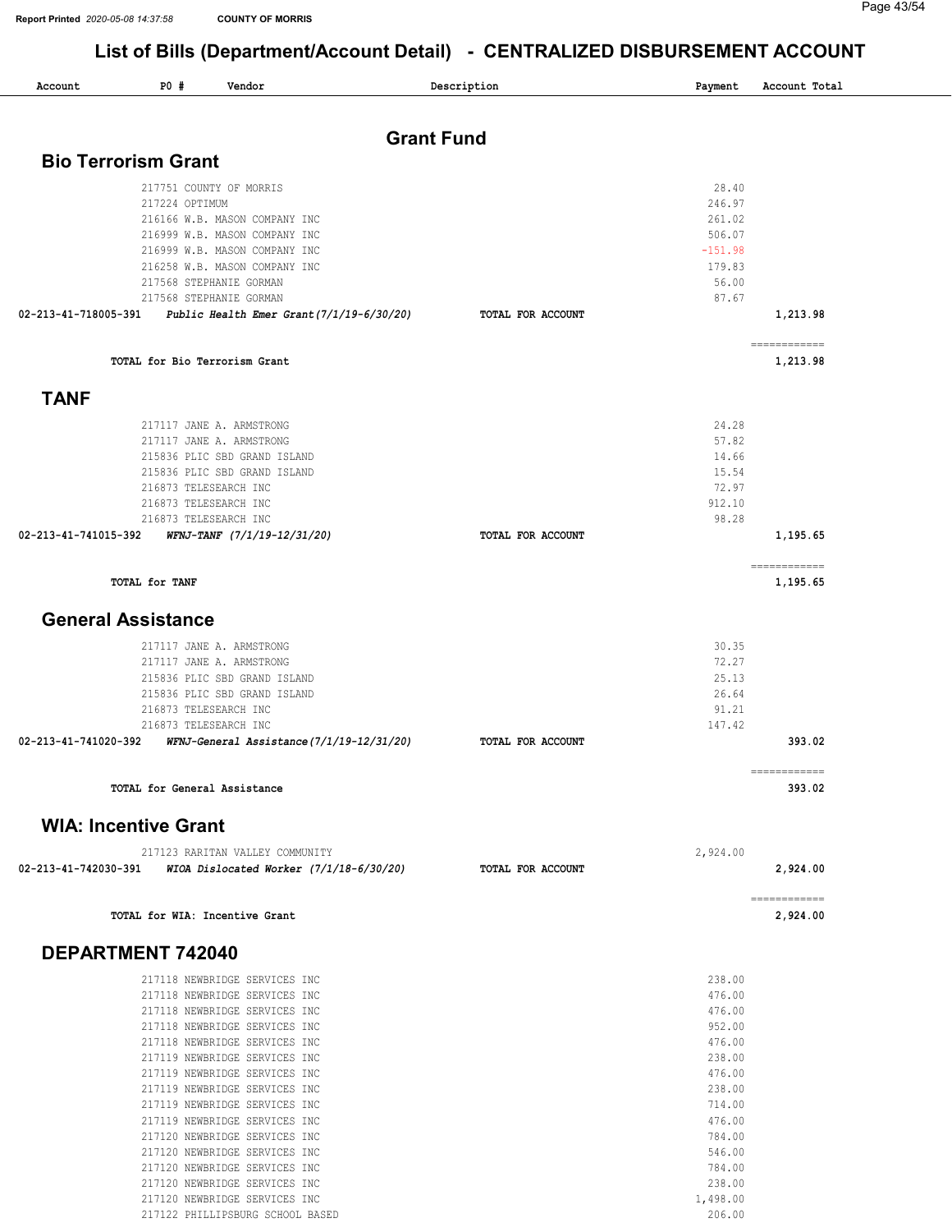# List of Bills (Department/Account Detail) - CENTRALIZED DISBURSEMENT ACCOUNT

| Account | PO # | Vendor | Description | Payment | Account Total |
|---|---|---|---|---|---|

## Grant Fund

### Bio Terrorism Grant

| Account | PO # | Vendor | Description | Payment | Account Total |
|---|---|---|---|---|---|
| | 217751 | COUNTY OF MORRIS | | 28.40 | |
| | 217224 | OPTIMUM | | 246.97 | |
| | 216166 | W.B. MASON COMPANY INC | | 261.02 | |
| | 216999 | W.B. MASON COMPANY INC | | 506.07 | |
| | 216999 | W.B. MASON COMPANY INC | | -151.98 | |
| | 216258 | W.B. MASON COMPANY INC | | 179.83 | |
| | 217568 | STEPHANIE GORMAN | | 56.00 | |
| | 217568 | STEPHANIE GORMAN | | 87.67 | |
| 02-213-41-718005-391 | | *Public Health Emer Grant(7/1/19-6/30/20)* | TOTAL FOR ACCOUNT | | 1,213.98 |

TOTAL for Bio Terrorism Grant: 1,213.98

### TANF

| Account | PO # | Vendor | Description | Payment | Account Total |
|---|---|---|---|---|---|
| | 217117 | JANE A. ARMSTRONG | | 24.28 | |
| | 217117 | JANE A. ARMSTRONG | | 57.82 | |
| | 215836 | PLIC SBD GRAND ISLAND | | 14.66 | |
| | 215836 | PLIC SBD GRAND ISLAND | | 15.54 | |
| | 216873 | TELESEARCH INC | | 72.97 | |
| | 216873 | TELESEARCH INC | | 912.10 | |
| | 216873 | TELESEARCH INC | | 98.28 | |
| 02-213-41-741015-392 | | *WFNJ-TANF (7/1/19-12/31/20)* | TOTAL FOR ACCOUNT | | 1,195.65 |

TOTAL for TANF: 1,195.65

### General Assistance

| Account | PO # | Vendor | Description | Payment | Account Total |
|---|---|---|---|---|---|
| | 217117 | JANE A. ARMSTRONG | | 30.35 | |
| | 217117 | JANE A. ARMSTRONG | | 72.27 | |
| | 215836 | PLIC SBD GRAND ISLAND | | 25.13 | |
| | 215836 | PLIC SBD GRAND ISLAND | | 26.64 | |
| | 216873 | TELESEARCH INC | | 91.21 | |
| | 216873 | TELESEARCH INC | | 147.42 | |
| 02-213-41-741020-392 | | *WFNJ-General Assistance(7/1/19-12/31/20)* | TOTAL FOR ACCOUNT | | 393.02 |

TOTAL for General Assistance: 393.02

### WIA: Incentive Grant

| Account | PO # | Vendor | Description | Payment | Account Total |
|---|---|---|---|---|---|
| | 217123 | RARITAN VALLEY COMMUNITY | | 2,924.00 | |
| 02-213-41-742030-391 | | *WIOA Dislocated Worker (7/1/18-6/30/20)* | TOTAL FOR ACCOUNT | | 2,924.00 |

TOTAL for WIA: Incentive Grant: 2,924.00

### DEPARTMENT 742040

| Account | PO # | Vendor | Description | Payment | Account Total |
|---|---|---|---|---|---|
| | 217118 | NEWBRIDGE SERVICES INC | | 238.00 | |
| | 217118 | NEWBRIDGE SERVICES INC | | 476.00 | |
| | 217118 | NEWBRIDGE SERVICES INC | | 476.00 | |
| | 217118 | NEWBRIDGE SERVICES INC | | 952.00 | |
| | 217118 | NEWBRIDGE SERVICES INC | | 476.00 | |
| | 217119 | NEWBRIDGE SERVICES INC | | 238.00 | |
| | 217119 | NEWBRIDGE SERVICES INC | | 476.00 | |
| | 217119 | NEWBRIDGE SERVICES INC | | 238.00 | |
| | 217119 | NEWBRIDGE SERVICES INC | | 714.00 | |
| | 217119 | NEWBRIDGE SERVICES INC | | 476.00 | |
| | 217120 | NEWBRIDGE SERVICES INC | | 784.00 | |
| | 217120 | NEWBRIDGE SERVICES INC | | 546.00 | |
| | 217120 | NEWBRIDGE SERVICES INC | | 784.00 | |
| | 217120 | NEWBRIDGE SERVICES INC | | 238.00 | |
| | 217120 | NEWBRIDGE SERVICES INC | | 1,498.00 | |
| | 217122 | PHILLIPSBURG SCHOOL BASED | | 206.00 | |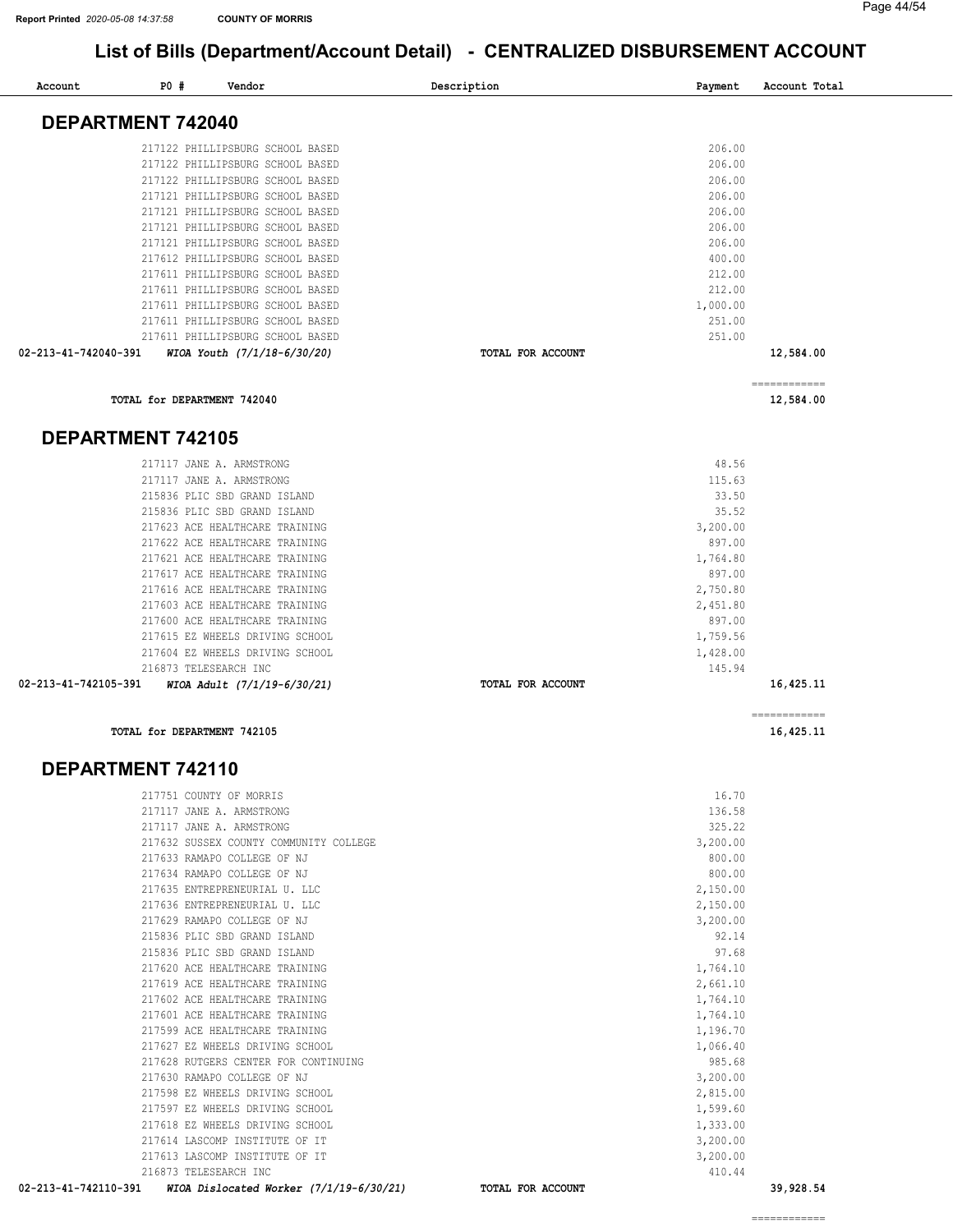# List of Bills (Department/Account Detail) - CENTRALIZED DISBURSEMENT ACCOUNT

| Account | PO # | Vendor | Description | Payment | Account Total |
|---|---|---|---|---|---|

## DEPARTMENT 742040

| Account | PO # | Vendor | Description | Payment | Account Total |
|---|---|---|---|---|---|
| | 217122 | PHILLIPSBURG SCHOOL BASED | | 206.00 | |
| | 217122 | PHILLIPSBURG SCHOOL BASED | | 206.00 | |
| | 217122 | PHILLIPSBURG SCHOOL BASED | | 206.00 | |
| | 217121 | PHILLIPSBURG SCHOOL BASED | | 206.00 | |
| | 217121 | PHILLIPSBURG SCHOOL BASED | | 206.00 | |
| | 217121 | PHILLIPSBURG SCHOOL BASED | | 206.00 | |
| | 217121 | PHILLIPSBURG SCHOOL BASED | | 206.00 | |
| | 217612 | PHILLIPSBURG SCHOOL BASED | | 400.00 | |
| | 217611 | PHILLIPSBURG SCHOOL BASED | | 212.00 | |
| | 217611 | PHILLIPSBURG SCHOOL BASED | | 212.00 | |
| | 217611 | PHILLIPSBURG SCHOOL BASED | | 1,000.00 | |
| | 217611 | PHILLIPSBURG SCHOOL BASED | | 251.00 | |
| | 217611 | PHILLIPSBURG SCHOOL BASED | | 251.00 | |
| 02-213-41-742040-391 | | *WIOA Youth (7/1/18-6/30/20)* | TOTAL FOR ACCOUNT | | 12,584.00 |

**TOTAL for DEPARTMENT 742040** — 12,584.00

## DEPARTMENT 742105

| Account | PO # | Vendor | Description | Payment | Account Total |
|---|---|---|---|---|---|
| | 217117 | JANE A. ARMSTRONG | | 48.56 | |
| | 217117 | JANE A. ARMSTRONG | | 115.63 | |
| | 215836 | PLIC SBD GRAND ISLAND | | 33.50 | |
| | 215836 | PLIC SBD GRAND ISLAND | | 35.52 | |
| | 217623 | ACE HEALTHCARE TRAINING | | 3,200.00 | |
| | 217622 | ACE HEALTHCARE TRAINING | | 897.00 | |
| | 217621 | ACE HEALTHCARE TRAINING | | 1,764.80 | |
| | 217617 | ACE HEALTHCARE TRAINING | | 897.00 | |
| | 217616 | ACE HEALTHCARE TRAINING | | 2,750.80 | |
| | 217603 | ACE HEALTHCARE TRAINING | | 2,451.80 | |
| | 217600 | ACE HEALTHCARE TRAINING | | 897.00 | |
| | 217615 | EZ WHEELS DRIVING SCHOOL | | 1,759.56 | |
| | 217604 | EZ WHEELS DRIVING SCHOOL | | 1,428.00 | |
| | 216873 | TELESEARCH INC | | 145.94 | |
| 02-213-41-742105-391 | | *WIOA Adult (7/1/19-6/30/21)* | TOTAL FOR ACCOUNT | | 16,425.11 |

**TOTAL for DEPARTMENT 742105** — 16,425.11

## DEPARTMENT 742110

| Account | PO # | Vendor | Description | Payment | Account Total |
|---|---|---|---|---|---|
| | 217751 | COUNTY OF MORRIS | | 16.70 | |
| | 217117 | JANE A. ARMSTRONG | | 136.58 | |
| | 217117 | JANE A. ARMSTRONG | | 325.22 | |
| | 217632 | SUSSEX COUNTY COMMUNITY COLLEGE | | 3,200.00 | |
| | 217633 | RAMAPO COLLEGE OF NJ | | 800.00 | |
| | 217634 | RAMAPO COLLEGE OF NJ | | 800.00 | |
| | 217635 | ENTREPRENEURIAL U. LLC | | 2,150.00 | |
| | 217636 | ENTREPRENEURIAL U. LLC | | 2,150.00 | |
| | 217629 | RAMAPO COLLEGE OF NJ | | 3,200.00 | |
| | 215836 | PLIC SBD GRAND ISLAND | | 92.14 | |
| | 215836 | PLIC SBD GRAND ISLAND | | 97.68 | |
| | 217620 | ACE HEALTHCARE TRAINING | | 1,764.10 | |
| | 217619 | ACE HEALTHCARE TRAINING | | 2,661.10 | |
| | 217602 | ACE HEALTHCARE TRAINING | | 1,764.10 | |
| | 217601 | ACE HEALTHCARE TRAINING | | 1,764.10 | |
| | 217599 | ACE HEALTHCARE TRAINING | | 1,196.70 | |
| | 217627 | EZ WHEELS DRIVING SCHOOL | | 1,066.40 | |
| | 217628 | RUTGERS CENTER FOR CONTINUING | | 985.68 | |
| | 217630 | RAMAPO COLLEGE OF NJ | | 3,200.00 | |
| | 217598 | EZ WHEELS DRIVING SCHOOL | | 2,815.00 | |
| | 217597 | EZ WHEELS DRIVING SCHOOL | | 1,599.60 | |
| | 217618 | EZ WHEELS DRIVING SCHOOL | | 1,333.00 | |
| | 217614 | LASCOMP INSTITUTE OF IT | | 3,200.00 | |
| | 217613 | LASCOMP INSTITUTE OF IT | | 3,200.00 | |
| | 216873 | TELESEARCH INC | | 410.44 | |
| 02-213-41-742110-391 | | *WIOA Dislocated Worker (7/1/19-6/30/21)* | TOTAL FOR ACCOUNT | | 39,928.54 |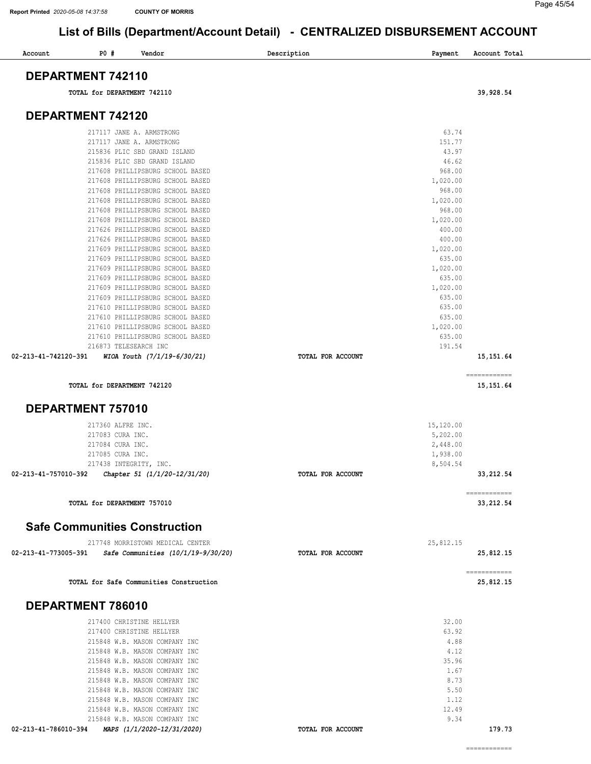## List of Bills (Department/Account Detail) - CENTRALIZED DISBURSEMENT ACCOUNT

| Account | PO # | Vendor | Description | Payment | Account Total |
|---|---|---|---|---|---|

### DEPARTMENT 742110

| | | | | | |
|---|---|---|---|---|---|
| | TOTAL for DEPARTMENT 742110 | | | | 39,928.54 |

### DEPARTMENT 742120

| Account | PO # | Vendor | Description | Payment | Account Total |
|---|---|---|---|---|---|
| | 217117 | JANE A. ARMSTRONG | | 63.74 | |
| | 217117 | JANE A. ARMSTRONG | | 151.77 | |
| | 215836 | PLIC SBD GRAND ISLAND | | 43.97 | |
| | 215836 | PLIC SBD GRAND ISLAND | | 46.62 | |
| | 217608 | PHILLIPSBURG SCHOOL BASED | | 968.00 | |
| | 217608 | PHILLIPSBURG SCHOOL BASED | | 1,020.00 | |
| | 217608 | PHILLIPSBURG SCHOOL BASED | | 968.00 | |
| | 217608 | PHILLIPSBURG SCHOOL BASED | | 1,020.00 | |
| | 217608 | PHILLIPSBURG SCHOOL BASED | | 968.00 | |
| | 217608 | PHILLIPSBURG SCHOOL BASED | | 1,020.00 | |
| | 217626 | PHILLIPSBURG SCHOOL BASED | | 400.00 | |
| | 217626 | PHILLIPSBURG SCHOOL BASED | | 400.00 | |
| | 217609 | PHILLIPSBURG SCHOOL BASED | | 1,020.00 | |
| | 217609 | PHILLIPSBURG SCHOOL BASED | | 635.00 | |
| | 217609 | PHILLIPSBURG SCHOOL BASED | | 1,020.00 | |
| | 217609 | PHILLIPSBURG SCHOOL BASED | | 635.00 | |
| | 217609 | PHILLIPSBURG SCHOOL BASED | | 1,020.00 | |
| | 217609 | PHILLIPSBURG SCHOOL BASED | | 635.00 | |
| | 217610 | PHILLIPSBURG SCHOOL BASED | | 635.00 | |
| | 217610 | PHILLIPSBURG SCHOOL BASED | | 635.00 | |
| | 217610 | PHILLIPSBURG SCHOOL BASED | | 1,020.00 | |
| | 217610 | PHILLIPSBURG SCHOOL BASED | | 635.00 | |
| | 216873 | TELESEARCH INC | | 191.54 | |
| 02-213-41-742120-391 | | *WIOA Youth (7/1/19-6/30/21)* | TOTAL FOR ACCOUNT | | 15,151.64 |
| | | | | | ============ |
| | TOTAL for DEPARTMENT 742120 | | | | 15,151.64 |

### DEPARTMENT 757010

| Account | PO # | Vendor | Description | Payment | Account Total |
|---|---|---|---|---|---|
| | 217360 | ALFRE INC. | | 15,120.00 | |
| | 217083 | CURA INC. | | 5,202.00 | |
| | 217084 | CURA INC. | | 2,448.00 | |
| | 217085 | CURA INC. | | 1,938.00 | |
| | 217438 | INTEGRITY, INC. | | 8,504.54 | |
| 02-213-41-757010-392 | | *Chapter 51 (1/1/20-12/31/20)* | TOTAL FOR ACCOUNT | | 33,212.54 |
| | | | | | ============ |
| | TOTAL for DEPARTMENT 757010 | | | | 33,212.54 |

### Safe Communities Construction

| Account | PO # | Vendor | Description | Payment | Account Total |
|---|---|---|---|---|---|
| | 217748 | MORRISTOWN MEDICAL CENTER | | 25,812.15 | |
| 02-213-41-773005-391 | | *Safe Communities (10/1/19-9/30/20)* | TOTAL FOR ACCOUNT | | 25,812.15 |
| | | | | | ============ |
| | TOTAL for Safe Communities Construction | | | | 25,812.15 |

### DEPARTMENT 786010

| Account | PO # | Vendor | Description | Payment | Account Total |
|---|---|---|---|---|---|
| | 217400 | CHRISTINE HELLYER | | 32.00 | |
| | 217400 | CHRISTINE HELLYER | | 63.92 | |
| | 215848 | W.B. MASON COMPANY INC | | 4.88 | |
| | 215848 | W.B. MASON COMPANY INC | | 4.12 | |
| | 215848 | W.B. MASON COMPANY INC | | 35.96 | |
| | 215848 | W.B. MASON COMPANY INC | | 1.67 | |
| | 215848 | W.B. MASON COMPANY INC | | 8.73 | |
| | 215848 | W.B. MASON COMPANY INC | | 5.50 | |
| | 215848 | W.B. MASON COMPANY INC | | 1.12 | |
| | 215848 | W.B. MASON COMPANY INC | | 12.49 | |
| | 215848 | W.B. MASON COMPANY INC | | 9.34 | |
| 02-213-41-786010-394 | | *MAPS (1/1/2020-12/31/2020)* | TOTAL FOR ACCOUNT | | 179.73 |
| | | | | | ============ |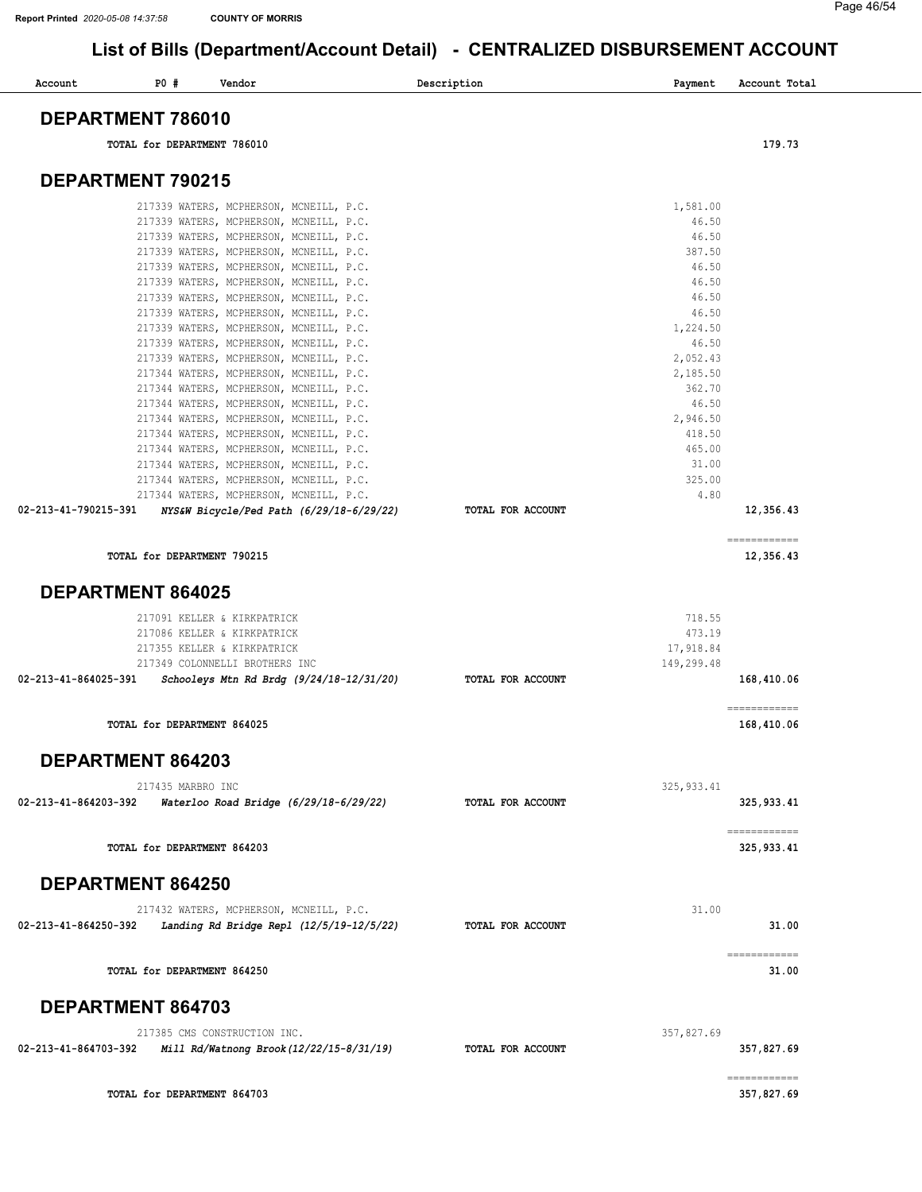# List of Bills (Department/Account Detail) - CENTRALIZED DISBURSEMENT ACCOUNT

| Account | PO # | Vendor | Description | Payment | Account Total |
|---|---|---|---|---|---|

## DEPARTMENT 786010

| | | | | | |
|---|---|---|---|---|---|
| TOTAL for DEPARTMENT 786010 | | | | | 179.73 |

## DEPARTMENT 790215

| Account | PO # | Vendor | Description | Payment | Account Total |
|---|---|---|---|---|---|
| | 217339 | WATERS, MCPHERSON, MCNEILL, P.C. | | 1,581.00 | |
| | 217339 | WATERS, MCPHERSON, MCNEILL, P.C. | | 46.50 | |
| | 217339 | WATERS, MCPHERSON, MCNEILL, P.C. | | 46.50 | |
| | 217339 | WATERS, MCPHERSON, MCNEILL, P.C. | | 387.50 | |
| | 217339 | WATERS, MCPHERSON, MCNEILL, P.C. | | 46.50 | |
| | 217339 | WATERS, MCPHERSON, MCNEILL, P.C. | | 46.50 | |
| | 217339 | WATERS, MCPHERSON, MCNEILL, P.C. | | 46.50 | |
| | 217339 | WATERS, MCPHERSON, MCNEILL, P.C. | | 46.50 | |
| | 217339 | WATERS, MCPHERSON, MCNEILL, P.C. | | 1,224.50 | |
| | 217339 | WATERS, MCPHERSON, MCNEILL, P.C. | | 46.50 | |
| | 217339 | WATERS, MCPHERSON, MCNEILL, P.C. | | 2,052.43 | |
| | 217344 | WATERS, MCPHERSON, MCNEILL, P.C. | | 2,185.50 | |
| | 217344 | WATERS, MCPHERSON, MCNEILL, P.C. | | 362.70 | |
| | 217344 | WATERS, MCPHERSON, MCNEILL, P.C. | | 46.50 | |
| | 217344 | WATERS, MCPHERSON, MCNEILL, P.C. | | 2,946.50 | |
| | 217344 | WATERS, MCPHERSON, MCNEILL, P.C. | | 418.50 | |
| | 217344 | WATERS, MCPHERSON, MCNEILL, P.C. | | 465.00 | |
| | 217344 | WATERS, MCPHERSON, MCNEILL, P.C. | | 31.00 | |
| | 217344 | WATERS, MCPHERSON, MCNEILL, P.C. | | 325.00 | |
| | 217344 | WATERS, MCPHERSON, MCNEILL, P.C. | | 4.80 | |
| 02-213-41-790215-391 | | *NYS&W Bicycle/Ped Path (6/29/18-6/29/22)* | TOTAL FOR ACCOUNT | | 12,356.43 |
| TOTAL for DEPARTMENT 790215 | | | | | 12,356.43 |

## DEPARTMENT 864025

| Account | PO # | Vendor | Description | Payment | Account Total |
|---|---|---|---|---|---|
| | 217091 | KELLER & KIRKPATRICK | | 718.55 | |
| | 217086 | KELLER & KIRKPATRICK | | 473.19 | |
| | 217355 | KELLER & KIRKPATRICK | | 17,918.84 | |
| | 217349 | COLONNELLI BROTHERS INC | | 149,299.48 | |
| 02-213-41-864025-391 | | *Schooleys Mtn Rd Brdg (9/24/18-12/31/20)* | TOTAL FOR ACCOUNT | | 168,410.06 |
| TOTAL for DEPARTMENT 864025 | | | | | 168,410.06 |

## DEPARTMENT 864203

| Account | PO # | Vendor | Description | Payment | Account Total |
|---|---|---|---|---|---|
| | 217435 | MARBRO INC | | 325,933.41 | |
| 02-213-41-864203-392 | | *Waterloo Road Bridge (6/29/18-6/29/22)* | TOTAL FOR ACCOUNT | | 325,933.41 |
| TOTAL for DEPARTMENT 864203 | | | | | 325,933.41 |

## DEPARTMENT 864250

| Account | PO # | Vendor | Description | Payment | Account Total |
|---|---|---|---|---|---|
| | 217432 | WATERS, MCPHERSON, MCNEILL, P.C. | | 31.00 | |
| 02-213-41-864250-392 | | *Landing Rd Bridge Repl (12/5/19-12/5/22)* | TOTAL FOR ACCOUNT | | 31.00 |
| TOTAL for DEPARTMENT 864250 | | | | | 31.00 |

## DEPARTMENT 864703

| Account | PO # | Vendor | Description | Payment | Account Total |
|---|---|---|---|---|---|
| | 217385 | CMS CONSTRUCTION INC. | | 357,827.69 | |
| 02-213-41-864703-392 | | *Mill Rd/Watnong Brook(12/22/15-8/31/19)* | TOTAL FOR ACCOUNT | | 357,827.69 |
| TOTAL for DEPARTMENT 864703 | | | | | 357,827.69 |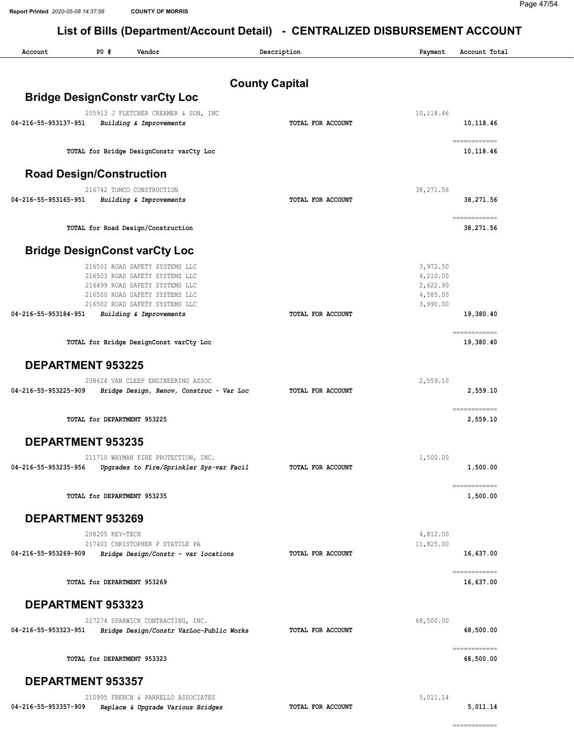# List of Bills (Department/Account Detail) - CENTRALIZED DISBURSEMENT ACCOUNT

| Account | PO # | Vendor | Description | Payment | Account Total |
|---|---|---|---|---|---|

## County Capital

### Bridge DesignConstr varCty Loc

| Account | PO # | Vendor | Description | Payment | Account Total |
|---|---|---|---|---|---|
| | 205913 | J FLETCHER CREAMER & SON, INC | | 10,118.46 | |
| **04-216-55-953137-951** | | *Building & Improvements* | **TOTAL FOR ACCOUNT** | | **10,118.46** |
| | | **TOTAL for Bridge DesignConstr varCty Loc** | | | **10,118.46** |

### Road Design/Construction

| Account | PO # | Vendor | Description | Payment | Account Total |
|---|---|---|---|---|---|
| | 216742 | TOMCO CONSTRUCTION | | 38,271.56 | |
| **04-216-55-953165-951** | | *Building & Improvements* | **TOTAL FOR ACCOUNT** | | **38,271.56** |
| | | **TOTAL for Road Design/Construction** | | | **38,271.56** |

### Bridge DesignConst varCty Loc

| Account | PO # | Vendor | Description | Payment | Account Total |
|---|---|---|---|---|---|
| | 216501 | ROAD SAFETY SYSTEMS LLC | | 3,972.50 | |
| | 216503 | ROAD SAFETY SYSTEMS LLC | | 4,210.00 | |
| | 216499 | ROAD SAFETY SYSTEMS LLC | | 2,622.90 | |
| | 216500 | ROAD SAFETY SYSTEMS LLC | | 4,585.00 | |
| | 216502 | ROAD SAFETY SYSTEMS LLC | | 3,990.00 | |
| **04-216-55-953184-951** | | *Building & Improvements* | **TOTAL FOR ACCOUNT** | | **19,380.40** |
| | | **TOTAL for Bridge DesignConst varCty Loc** | | | **19,380.40** |

### DEPARTMENT 953225

| Account | PO # | Vendor | Description | Payment | Account Total |
|---|---|---|---|---|---|
| | 208624 | VAN CLEEF ENGINEERING ASSOC | | 2,559.10 | |
| **04-216-55-953225-909** | | *Bridge Design, Renov, Construc - Var Loc* | **TOTAL FOR ACCOUNT** | | **2,559.10** |
| | | **TOTAL for DEPARTMENT 953225** | | | **2,559.10** |

### DEPARTMENT 953235

| Account | PO # | Vendor | Description | Payment | Account Total |
|---|---|---|---|---|---|
| | 211710 | WAYMAN FIRE PROTECTION, INC. | | 1,500.00 | |
| **04-216-55-953235-956** | | *Upgrades to Fire/Sprinkler Sys-var Facil* | **TOTAL FOR ACCOUNT** | | **1,500.00** |
| | | **TOTAL for DEPARTMENT 953235** | | | **1,500.00** |

### DEPARTMENT 953269

| Account | PO # | Vendor | Description | Payment | Account Total |
|---|---|---|---|---|---|
| | 208205 | KEY-TECH | | 4,812.00 | |
| | 217401 | CHRISTOPHER P STATILE PA | | 11,825.00 | |
| **04-216-55-953269-909** | | *Bridge Design/Constr - var locations* | **TOTAL FOR ACCOUNT** | | **16,637.00** |
| | | **TOTAL for DEPARTMENT 953269** | | | **16,637.00** |

### DEPARTMENT 953323

| Account | PO # | Vendor | Description | Payment | Account Total |
|---|---|---|---|---|---|
| | 217274 | SPARWICK CONTRACTING, INC. | | 68,500.00 | |
| **04-216-55-953323-951** | | *Bridge Design/Constr VarLoc-Public Works* | **TOTAL FOR ACCOUNT** | | **68,500.00** |
| | | **TOTAL for DEPARTMENT 953323** | | | **68,500.00** |

### DEPARTMENT 953357

| Account | PO # | Vendor | Description | Payment | Account Total |
|---|---|---|---|---|---|
| | 210995 | FRENCH & PARRELLO ASSOCIATES | | 5,011.14 | |
| **04-216-55-953357-909** | | *Replace & Upgrade Various Bridges* | **TOTAL FOR ACCOUNT** | | **5,011.14** |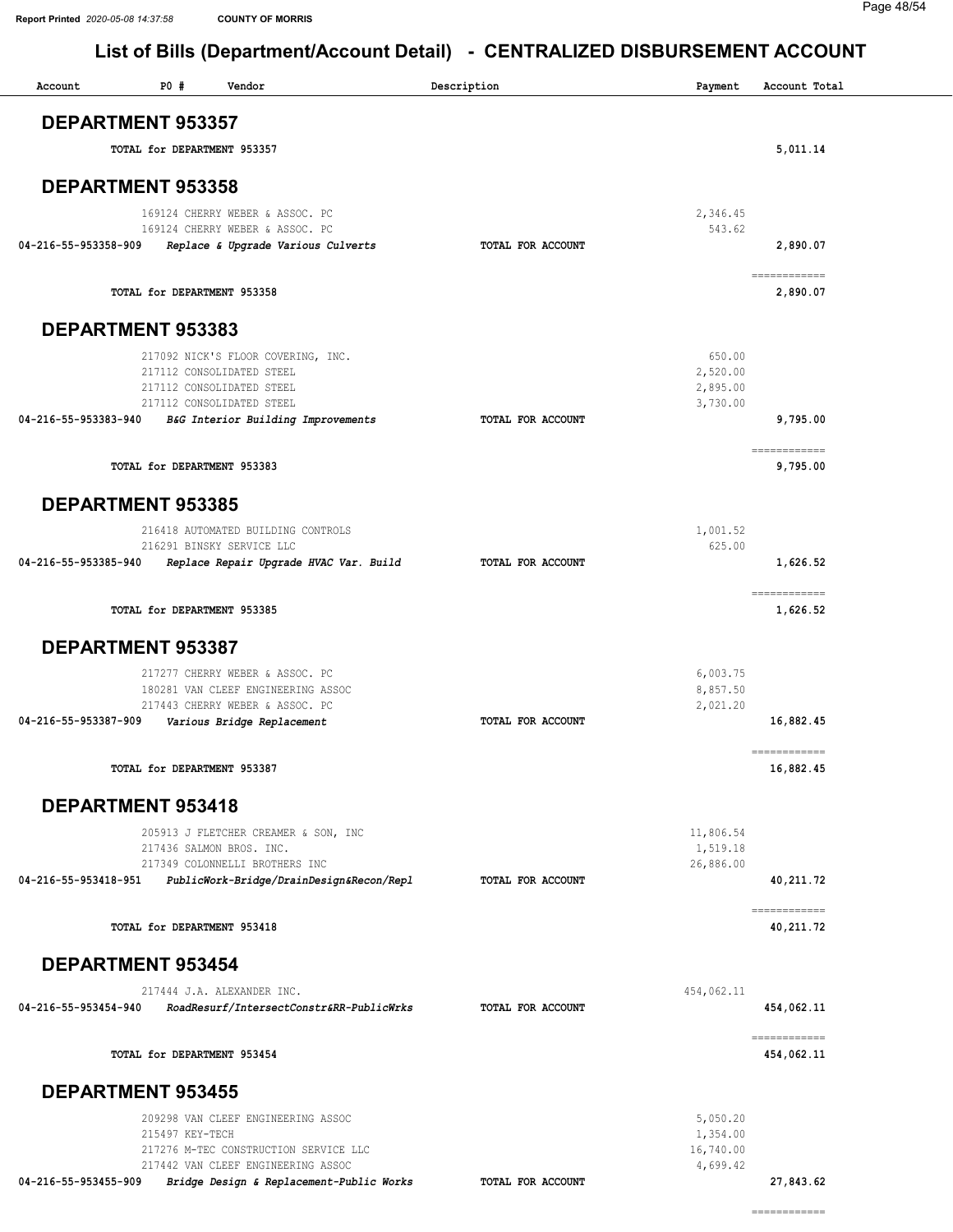# List of Bills (Department/Account Detail) - CENTRALIZED DISBURSEMENT ACCOUNT

| Account | PO # | Vendor | Description | Payment | Account Total |
|---|---|---|---|---|---|

## DEPARTMENT 953357

| | | | | | |
|---|---|---|---|---|---|
| **TOTAL for DEPARTMENT 953357** | | | | | **5,011.14** |

## DEPARTMENT 953358

| Account | PO # | Vendor | Description | Payment | Account Total |
|---|---|---|---|---|---|
| | 169124 | CHERRY WEBER & ASSOC. PC | | 2,346.45 | |
| | 169124 | CHERRY WEBER & ASSOC. PC | | 543.62 | |
| **04-216-55-953358-909** | | ***Replace & Upgrade Various Culverts*** | **TOTAL FOR ACCOUNT** | | **2,890.07** |
| | | | | | ============ |
| **TOTAL for DEPARTMENT 953358** | | | | | **2,890.07** |

## DEPARTMENT 953383

| Account | PO # | Vendor | Description | Payment | Account Total |
|---|---|---|---|---|---|
| | 217092 | NICK'S FLOOR COVERING, INC. | | 650.00 | |
| | 217112 | CONSOLIDATED STEEL | | 2,520.00 | |
| | 217112 | CONSOLIDATED STEEL | | 2,895.00 | |
| | 217112 | CONSOLIDATED STEEL | | 3,730.00 | |
| **04-216-55-953383-940** | | ***B&G Interior Building Improvements*** | **TOTAL FOR ACCOUNT** | | **9,795.00** |
| | | | | | ============ |
| **TOTAL for DEPARTMENT 953383** | | | | | **9,795.00** |

## DEPARTMENT 953385

| Account | PO # | Vendor | Description | Payment | Account Total |
|---|---|---|---|---|---|
| | 216418 | AUTOMATED BUILDING CONTROLS | | 1,001.52 | |
| | 216291 | BINSKY SERVICE LLC | | 625.00 | |
| **04-216-55-953385-940** | | ***Replace Repair Upgrade HVAC Var. Build*** | **TOTAL FOR ACCOUNT** | | **1,626.52** |
| | | | | | ============ |
| **TOTAL for DEPARTMENT 953385** | | | | | **1,626.52** |

## DEPARTMENT 953387

| Account | PO # | Vendor | Description | Payment | Account Total |
|---|---|---|---|---|---|
| | 217277 | CHERRY WEBER & ASSOC. PC | | 6,003.75 | |
| | 180281 | VAN CLEEF ENGINEERING ASSOC | | 8,857.50 | |
| | 217443 | CHERRY WEBER & ASSOC. PC | | 2,021.20 | |
| **04-216-55-953387-909** | | ***Various Bridge Replacement*** | **TOTAL FOR ACCOUNT** | | **16,882.45** |
| | | | | | ============ |
| **TOTAL for DEPARTMENT 953387** | | | | | **16,882.45** |

## DEPARTMENT 953418

| Account | PO # | Vendor | Description | Payment | Account Total |
|---|---|---|---|---|---|
| | 205913 | J FLETCHER CREAMER & SON, INC | | 11,806.54 | |
| | 217436 | SALMON BROS. INC. | | 1,519.18 | |
| | 217349 | COLONNELLI BROTHERS INC | | 26,886.00 | |
| **04-216-55-953418-951** | | ***PublicWork-Bridge/DrainDesign&Recon/Repl*** | **TOTAL FOR ACCOUNT** | | **40,211.72** |
| | | | | | ============ |
| **TOTAL for DEPARTMENT 953418** | | | | | **40,211.72** |

## DEPARTMENT 953454

| Account | PO # | Vendor | Description | Payment | Account Total |
|---|---|---|---|---|---|
| | 217444 | J.A. ALEXANDER INC. | | 454,062.11 | |
| **04-216-55-953454-940** | | ***RoadResurf/IntersectConstr&RR-PublicWrks*** | **TOTAL FOR ACCOUNT** | | **454,062.11** |
| | | | | | ============ |
| **TOTAL for DEPARTMENT 953454** | | | | | **454,062.11** |

## DEPARTMENT 953455

| Account | PO # | Vendor | Description | Payment | Account Total |
|---|---|---|---|---|---|
| | 209298 | VAN CLEEF ENGINEERING ASSOC | | 5,050.20 | |
| | 215497 | KEY-TECH | | 1,354.00 | |
| | 217276 | M-TEC CONSTRUCTION SERVICE LLC | | 16,740.00 | |
| | 217442 | VAN CLEEF ENGINEERING ASSOC | | 4,699.42 | |
| **04-216-55-953455-909** | | ***Bridge Design & Replacement-Public Works*** | **TOTAL FOR ACCOUNT** | | **27,843.62** |
| | | | | | ============ |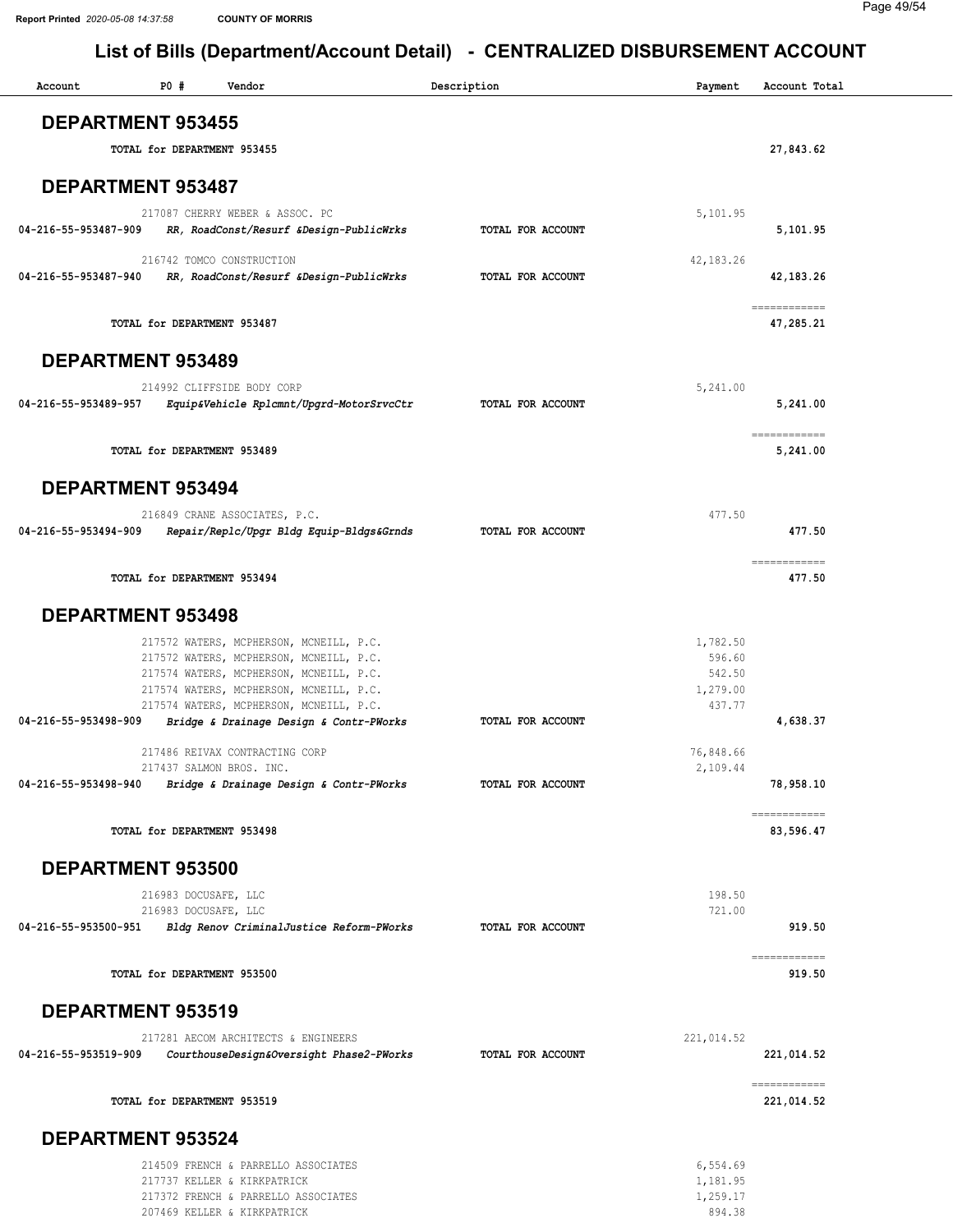# List of Bills (Department/Account Detail) - CENTRALIZED DISBURSEMENT ACCOUNT

| Account | PO # | Vendor | Description | Payment | Account Total |
|---|---|---|---|---|---|

## DEPARTMENT 953455

| | | | | | |
|---|---|---|---|---|---|
| | TOTAL for DEPARTMENT 953455 | | | | 27,843.62 |

## DEPARTMENT 953487

| Account | PO # | Vendor | Description | Payment | Account Total |
|---|---|---|---|---|---|
| | 217087 | CHERRY WEBER & ASSOC. PC | | 5,101.95 | |
| 04-216-55-953487-909 | | *RR, RoadConst/Resurf &Design-PublicWrks* | TOTAL FOR ACCOUNT | | 5,101.95 |
| | 216742 | TOMCO CONSTRUCTION | | 42,183.26 | |
| 04-216-55-953487-940 | | *RR, RoadConst/Resurf &Design-PublicWrks* | TOTAL FOR ACCOUNT | | 42,183.26 |
| | TOTAL for DEPARTMENT 953487 | | | | 47,285.21 |

## DEPARTMENT 953489

| Account | PO # | Vendor | Description | Payment | Account Total |
|---|---|---|---|---|---|
| | 214992 | CLIFFSIDE BODY CORP | | 5,241.00 | |
| 04-216-55-953489-957 | | *Equip&Vehicle Rplcmnt/Upgrd-MotorSrvcCtr* | TOTAL FOR ACCOUNT | | 5,241.00 |
| | TOTAL for DEPARTMENT 953489 | | | | 5,241.00 |

## DEPARTMENT 953494

| Account | PO # | Vendor | Description | Payment | Account Total |
|---|---|---|---|---|---|
| | 216849 | CRANE ASSOCIATES, P.C. | | 477.50 | |
| 04-216-55-953494-909 | | *Repair/Replc/Upgr Bldg Equip-Bldgs&Grnds* | TOTAL FOR ACCOUNT | | 477.50 |
| | TOTAL for DEPARTMENT 953494 | | | | 477.50 |

## DEPARTMENT 953498

| Account | PO # | Vendor | Description | Payment | Account Total |
|---|---|---|---|---|---|
| | 217572 | WATERS, MCPHERSON, MCNEILL, P.C. | | 1,782.50 | |
| | 217572 | WATERS, MCPHERSON, MCNEILL, P.C. | | 596.60 | |
| | 217574 | WATERS, MCPHERSON, MCNEILL, P.C. | | 542.50 | |
| | 217574 | WATERS, MCPHERSON, MCNEILL, P.C. | | 1,279.00 | |
| | 217574 | WATERS, MCPHERSON, MCNEILL, P.C. | | 437.77 | |
| 04-216-55-953498-909 | | *Bridge & Drainage Design & Contr-PWorks* | TOTAL FOR ACCOUNT | | 4,638.37 |
| | 217486 | REIVAX CONTRACTING CORP | | 76,848.66 | |
| | 217437 | SALMON BROS. INC. | | 2,109.44 | |
| 04-216-55-953498-940 | | *Bridge & Drainage Design & Contr-PWorks* | TOTAL FOR ACCOUNT | | 78,958.10 |
| | TOTAL for DEPARTMENT 953498 | | | | 83,596.47 |

## DEPARTMENT 953500

| Account | PO # | Vendor | Description | Payment | Account Total |
|---|---|---|---|---|---|
| | 216983 | DOCUSAFE, LLC | | 198.50 | |
| | 216983 | DOCUSAFE, LLC | | 721.00 | |
| 04-216-55-953500-951 | | *Bldg Renov CriminalJustice Reform-PWorks* | TOTAL FOR ACCOUNT | | 919.50 |
| | TOTAL for DEPARTMENT 953500 | | | | 919.50 |

## DEPARTMENT 953519

| Account | PO # | Vendor | Description | Payment | Account Total |
|---|---|---|---|---|---|
| | 217281 | AECOM ARCHITECTS & ENGINEERS | | 221,014.52 | |
| 04-216-55-953519-909 | | *CourthouseDesign&Oversight Phase2-PWorks* | TOTAL FOR ACCOUNT | | 221,014.52 |
| | TOTAL for DEPARTMENT 953519 | | | | 221,014.52 |

## DEPARTMENT 953524

| Account | PO # | Vendor | Description | Payment | Account Total |
|---|---|---|---|---|---|
| | 214509 | FRENCH & PARRELLO ASSOCIATES | | 6,554.69 | |
| | 217737 | KELLER & KIRKPATRICK | | 1,181.95 | |
| | 217372 | FRENCH & PARRELLO ASSOCIATES | | 1,259.17 | |
| | 207469 | KELLER & KIRKPATRICK | | 894.38 | |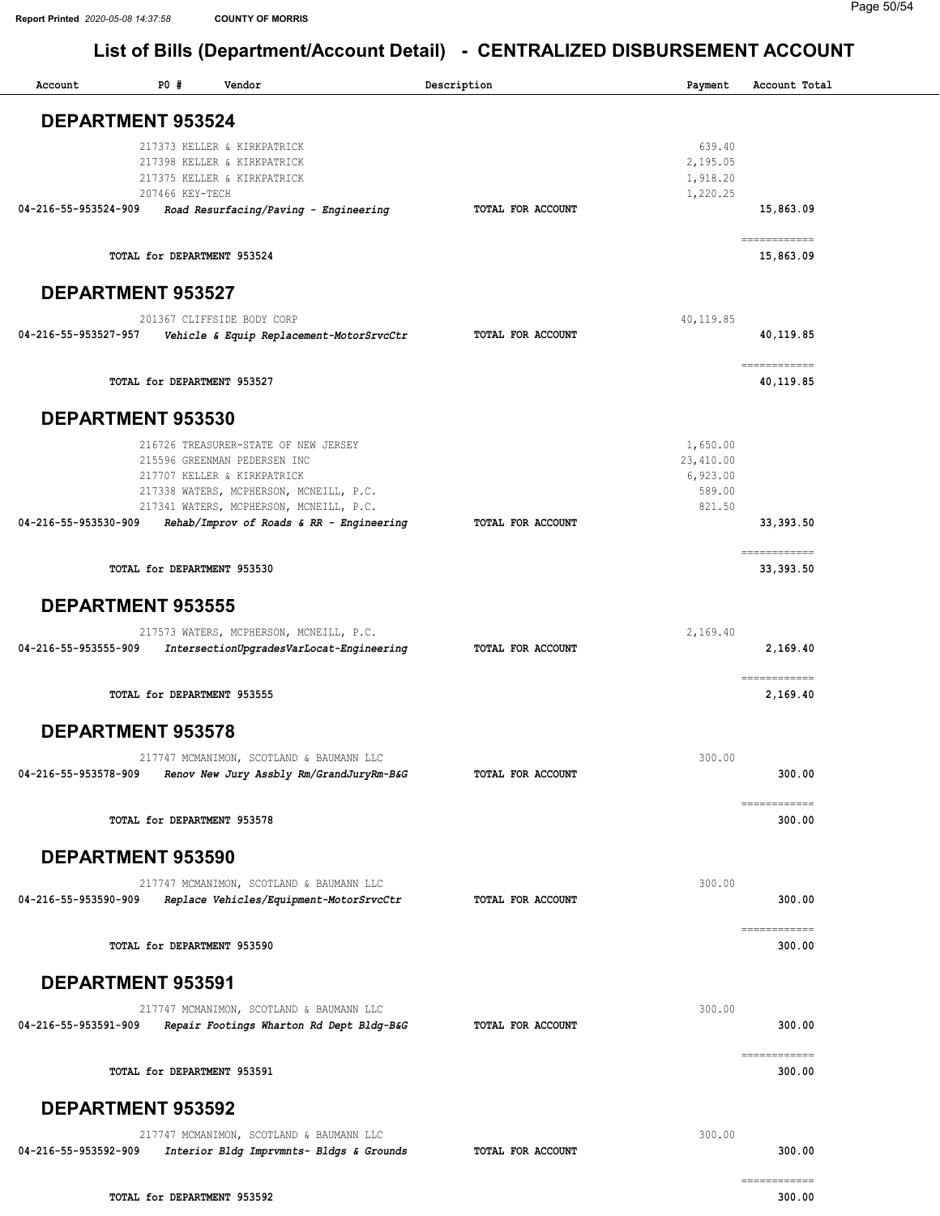# List of Bills (Department/Account Detail) - CENTRALIZED DISBURSEMENT ACCOUNT

| Account | PO # | Vendor | Description | Payment | Account Total |
|---|---|---|---|---|---|

## DEPARTMENT 953524

| Account | PO # | Vendor | Description | Payment | Account Total |
|---|---|---|---|---|---|
| | 217373 | KELLER & KIRKPATRICK | | 639.40 | |
| | 217398 | KELLER & KIRKPATRICK | | 2,195.05 | |
| | 217375 | KELLER & KIRKPATRICK | | 1,918.20 | |
| | 207466 | KEY-TECH | | 1,220.25 | |
| 04-216-55-953524-909 | | *Road Resurfacing/Paving - Engineering* | TOTAL FOR ACCOUNT | | 15,863.09 |
| | | TOTAL for DEPARTMENT 953524 | | | 15,863.09 |

## DEPARTMENT 953527

| Account | PO # | Vendor | Description | Payment | Account Total |
|---|---|---|---|---|---|
| | 201367 | CLIFFSIDE BODY CORP | | 40,119.85 | |
| 04-216-55-953527-957 | | *Vehicle & Equip Replacement-MotorSrvcCtr* | TOTAL FOR ACCOUNT | | 40,119.85 |
| | | TOTAL for DEPARTMENT 953527 | | | 40,119.85 |

## DEPARTMENT 953530

| Account | PO # | Vendor | Description | Payment | Account Total |
|---|---|---|---|---|---|
| | 216726 | TREASURER-STATE OF NEW JERSEY | | 1,650.00 | |
| | 215596 | GREENMAN PEDERSEN INC | | 23,410.00 | |
| | 217707 | KELLER & KIRKPATRICK | | 6,923.00 | |
| | 217338 | WATERS, MCPHERSON, MCNEILL, P.C. | | 589.00 | |
| | 217341 | WATERS, MCPHERSON, MCNEILL, P.C. | | 821.50 | |
| 04-216-55-953530-909 | | *Rehab/Improv of Roads & RR - Engineering* | TOTAL FOR ACCOUNT | | 33,393.50 |
| | | TOTAL for DEPARTMENT 953530 | | | 33,393.50 |

## DEPARTMENT 953555

| Account | PO # | Vendor | Description | Payment | Account Total |
|---|---|---|---|---|---|
| | 217573 | WATERS, MCPHERSON, MCNEILL, P.C. | | 2,169.40 | |
| 04-216-55-953555-909 | | *IntersectionUpgradesVarLocat-Engineering* | TOTAL FOR ACCOUNT | | 2,169.40 |
| | | TOTAL for DEPARTMENT 953555 | | | 2,169.40 |

## DEPARTMENT 953578

| Account | PO # | Vendor | Description | Payment | Account Total |
|---|---|---|---|---|---|
| | 217747 | MCMANIMON, SCOTLAND & BAUMANN LLC | | 300.00 | |
| 04-216-55-953578-909 | | *Renov New Jury Assbly Rm/GrandJuryRm-B&G* | TOTAL FOR ACCOUNT | | 300.00 |
| | | TOTAL for DEPARTMENT 953578 | | | 300.00 |

## DEPARTMENT 953590

| Account | PO # | Vendor | Description | Payment | Account Total |
|---|---|---|---|---|---|
| | 217747 | MCMANIMON, SCOTLAND & BAUMANN LLC | | 300.00 | |
| 04-216-55-953590-909 | | *Replace Vehicles/Equipment-MotorSrvcCtr* | TOTAL FOR ACCOUNT | | 300.00 |
| | | TOTAL for DEPARTMENT 953590 | | | 300.00 |

## DEPARTMENT 953591

| Account | PO # | Vendor | Description | Payment | Account Total |
|---|---|---|---|---|---|
| | 217747 | MCMANIMON, SCOTLAND & BAUMANN LLC | | 300.00 | |
| 04-216-55-953591-909 | | *Repair Footings Wharton Rd Dept Bldg-B&G* | TOTAL FOR ACCOUNT | | 300.00 |
| | | TOTAL for DEPARTMENT 953591 | | | 300.00 |

## DEPARTMENT 953592

| Account | PO # | Vendor | Description | Payment | Account Total |
|---|---|---|---|---|---|
| | 217747 | MCMANIMON, SCOTLAND & BAUMANN LLC | | 300.00 | |
| 04-216-55-953592-909 | | *Interior Bldg Imprvmnts- Bldgs & Grounds* | TOTAL FOR ACCOUNT | | 300.00 |
| | | TOTAL for DEPARTMENT 953592 | | | 300.00 |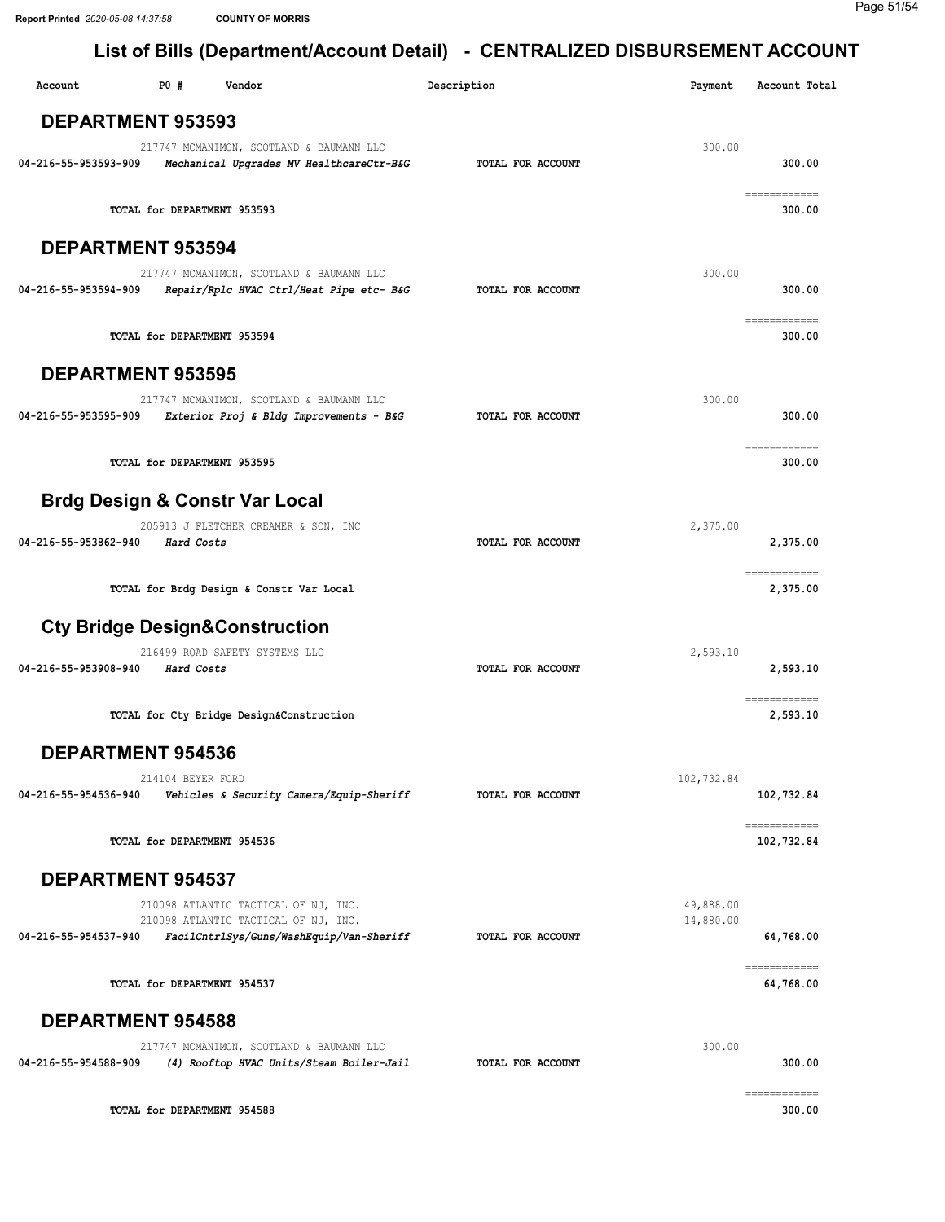## List of Bills (Department/Account Detail) - CENTRALIZED DISBURSEMENT ACCOUNT

| Account | PO # | Vendor | Description | Payment | Account Total |
|---|---|---|---|---|---|

### DEPARTMENT 953593

| Account | PO # | Vendor | Description | Payment | Account Total |
|---|---|---|---|---|---|
| | 217747 | MCMANIMON, SCOTLAND & BAUMANN LLC | | 300.00 | |
| 04-216-55-953593-909 | | *Mechanical Upgrades MV HealthcareCtr-B&G* | TOTAL FOR ACCOUNT | | 300.00 |
| | | **TOTAL for DEPARTMENT 953593** | | | 300.00 |

### DEPARTMENT 953594

| Account | PO # | Vendor | Description | Payment | Account Total |
|---|---|---|---|---|---|
| | 217747 | MCMANIMON, SCOTLAND & BAUMANN LLC | | 300.00 | |
| 04-216-55-953594-909 | | *Repair/Rplc HVAC Ctrl/Heat Pipe etc- B&G* | TOTAL FOR ACCOUNT | | 300.00 |
| | | **TOTAL for DEPARTMENT 953594** | | | 300.00 |

### DEPARTMENT 953595

| Account | PO # | Vendor | Description | Payment | Account Total |
|---|---|---|---|---|---|
| | 217747 | MCMANIMON, SCOTLAND & BAUMANN LLC | | 300.00 | |
| 04-216-55-953595-909 | | *Exterior Proj & Bldg Improvements - B&G* | TOTAL FOR ACCOUNT | | 300.00 |
| | | **TOTAL for DEPARTMENT 953595** | | | 300.00 |

### Brdg Design & Constr Var Local

| Account | PO # | Vendor | Description | Payment | Account Total |
|---|---|---|---|---|---|
| | 205913 | J FLETCHER CREAMER & SON, INC | | 2,375.00 | |
| 04-216-55-953862-940 | | *Hard Costs* | TOTAL FOR ACCOUNT | | 2,375.00 |
| | | **TOTAL for Brdg Design & Constr Var Local** | | | 2,375.00 |

### Cty Bridge Design&Construction

| Account | PO # | Vendor | Description | Payment | Account Total |
|---|---|---|---|---|---|
| | 216499 | ROAD SAFETY SYSTEMS LLC | | 2,593.10 | |
| 04-216-55-953908-940 | | *Hard Costs* | TOTAL FOR ACCOUNT | | 2,593.10 |
| | | **TOTAL for Cty Bridge Design&Construction** | | | 2,593.10 |

### DEPARTMENT 954536

| Account | PO # | Vendor | Description | Payment | Account Total |
|---|---|---|---|---|---|
| | 214104 | BEYER FORD | | 102,732.84 | |
| 04-216-55-954536-940 | | *Vehicles & Security Camera/Equip-Sheriff* | TOTAL FOR ACCOUNT | | 102,732.84 |
| | | **TOTAL for DEPARTMENT 954536** | | | 102,732.84 |

### DEPARTMENT 954537

| Account | PO # | Vendor | Description | Payment | Account Total |
|---|---|---|---|---|---|
| | 210098 | ATLANTIC TACTICAL OF NJ, INC. | | 49,888.00 | |
| | 210098 | ATLANTIC TACTICAL OF NJ, INC. | | 14,880.00 | |
| 04-216-55-954537-940 | | *FacilCntrlSys/Guns/WashEquip/Van-Sheriff* | TOTAL FOR ACCOUNT | | 64,768.00 |
| | | **TOTAL for DEPARTMENT 954537** | | | 64,768.00 |

### DEPARTMENT 954588

| Account | PO # | Vendor | Description | Payment | Account Total |
|---|---|---|---|---|---|
| | 217747 | MCMANIMON, SCOTLAND & BAUMANN LLC | | 300.00 | |
| 04-216-55-954588-909 | | *(4) Rooftop HVAC Units/Steam Boiler-Jail* | TOTAL FOR ACCOUNT | | 300.00 |
| | | **TOTAL for DEPARTMENT 954588** | | | 300.00 |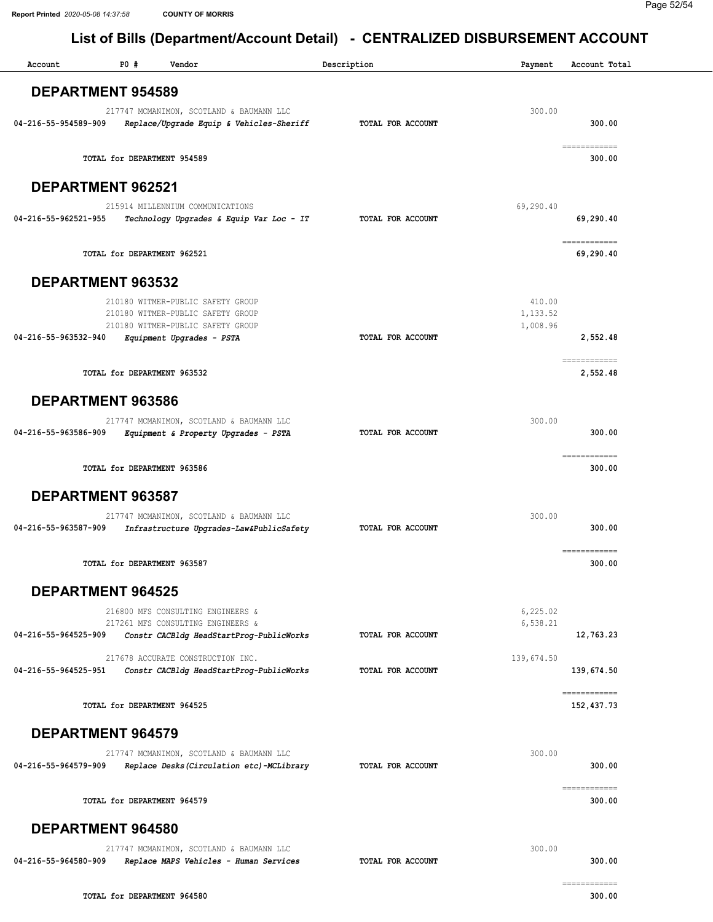# List of Bills (Department/Account Detail) - CENTRALIZED DISBURSEMENT ACCOUNT

| Account | PO # | Vendor | Description | Payment | Account Total |
|---|---|---|---|---|---|

## DEPARTMENT 954589

| Account | PO # | Vendor | Description | Payment | Account Total |
|---|---|---|---|---|---|
| | 217747 | MCMANIMON, SCOTLAND & BAUMANN LLC | | 300.00 | |
| **04-216-55-954589-909** | | ***Replace/Upgrade Equip & Vehicles-Sheriff*** | **TOTAL FOR ACCOUNT** | | **300.00** |
| | | **TOTAL for DEPARTMENT 954589** | | | **300.00** |

## DEPARTMENT 962521

| Account | PO # | Vendor | Description | Payment | Account Total |
|---|---|---|---|---|---|
| | 215914 | MILLENNIUM COMMUNICATIONS | | 69,290.40 | |
| **04-216-55-962521-955** | | ***Technology Upgrades & Equip Var Loc - IT*** | **TOTAL FOR ACCOUNT** | | **69,290.40** |
| | | **TOTAL for DEPARTMENT 962521** | | | **69,290.40** |

## DEPARTMENT 963532

| Account | PO # | Vendor | Description | Payment | Account Total |
|---|---|---|---|---|---|
| | 210180 | WITMER-PUBLIC SAFETY GROUP | | 410.00 | |
| | 210180 | WITMER-PUBLIC SAFETY GROUP | | 1,133.52 | |
| | 210180 | WITMER-PUBLIC SAFETY GROUP | | 1,008.96 | |
| **04-216-55-963532-940** | | ***Equipment Upgrades - PSTA*** | **TOTAL FOR ACCOUNT** | | **2,552.48** |
| | | **TOTAL for DEPARTMENT 963532** | | | **2,552.48** |

## DEPARTMENT 963586

| Account | PO # | Vendor | Description | Payment | Account Total |
|---|---|---|---|---|---|
| | 217747 | MCMANIMON, SCOTLAND & BAUMANN LLC | | 300.00 | |
| **04-216-55-963586-909** | | ***Equipment & Property Upgrades - PSTA*** | **TOTAL FOR ACCOUNT** | | **300.00** |
| | | **TOTAL for DEPARTMENT 963586** | | | **300.00** |

## DEPARTMENT 963587

| Account | PO # | Vendor | Description | Payment | Account Total |
|---|---|---|---|---|---|
| | 217747 | MCMANIMON, SCOTLAND & BAUMANN LLC | | 300.00 | |
| **04-216-55-963587-909** | | ***Infrastructure Upgrades-Law&PublicSafety*** | **TOTAL FOR ACCOUNT** | | **300.00** |
| | | **TOTAL for DEPARTMENT 963587** | | | **300.00** |

## DEPARTMENT 964525

| Account | PO # | Vendor | Description | Payment | Account Total |
|---|---|---|---|---|---|
| | 216800 | MFS CONSULTING ENGINEERS & | | 6,225.02 | |
| | 217261 | MFS CONSULTING ENGINEERS & | | 6,538.21 | |
| **04-216-55-964525-909** | | ***Constr CACBldg HeadStartProg-PublicWorks*** | **TOTAL FOR ACCOUNT** | | **12,763.23** |
| | 217678 | ACCURATE CONSTRUCTION INC. | | 139,674.50 | |
| **04-216-55-964525-951** | | ***Constr CACBldg HeadStartProg-PublicWorks*** | **TOTAL FOR ACCOUNT** | | **139,674.50** |
| | | **TOTAL for DEPARTMENT 964525** | | | **152,437.73** |

## DEPARTMENT 964579

| Account | PO # | Vendor | Description | Payment | Account Total |
|---|---|---|---|---|---|
| | 217747 | MCMANIMON, SCOTLAND & BAUMANN LLC | | 300.00 | |
| **04-216-55-964579-909** | | ***Replace Desks(Circulation etc)-MCLibrary*** | **TOTAL FOR ACCOUNT** | | **300.00** |
| | | **TOTAL for DEPARTMENT 964579** | | | **300.00** |

## DEPARTMENT 964580

| Account | PO # | Vendor | Description | Payment | Account Total |
|---|---|---|---|---|---|
| | 217747 | MCMANIMON, SCOTLAND & BAUMANN LLC | | 300.00 | |
| **04-216-55-964580-909** | | ***Replace MAPS Vehicles - Human Services*** | **TOTAL FOR ACCOUNT** | | **300.00** |
| | | **TOTAL for DEPARTMENT 964580** | | | **300.00** |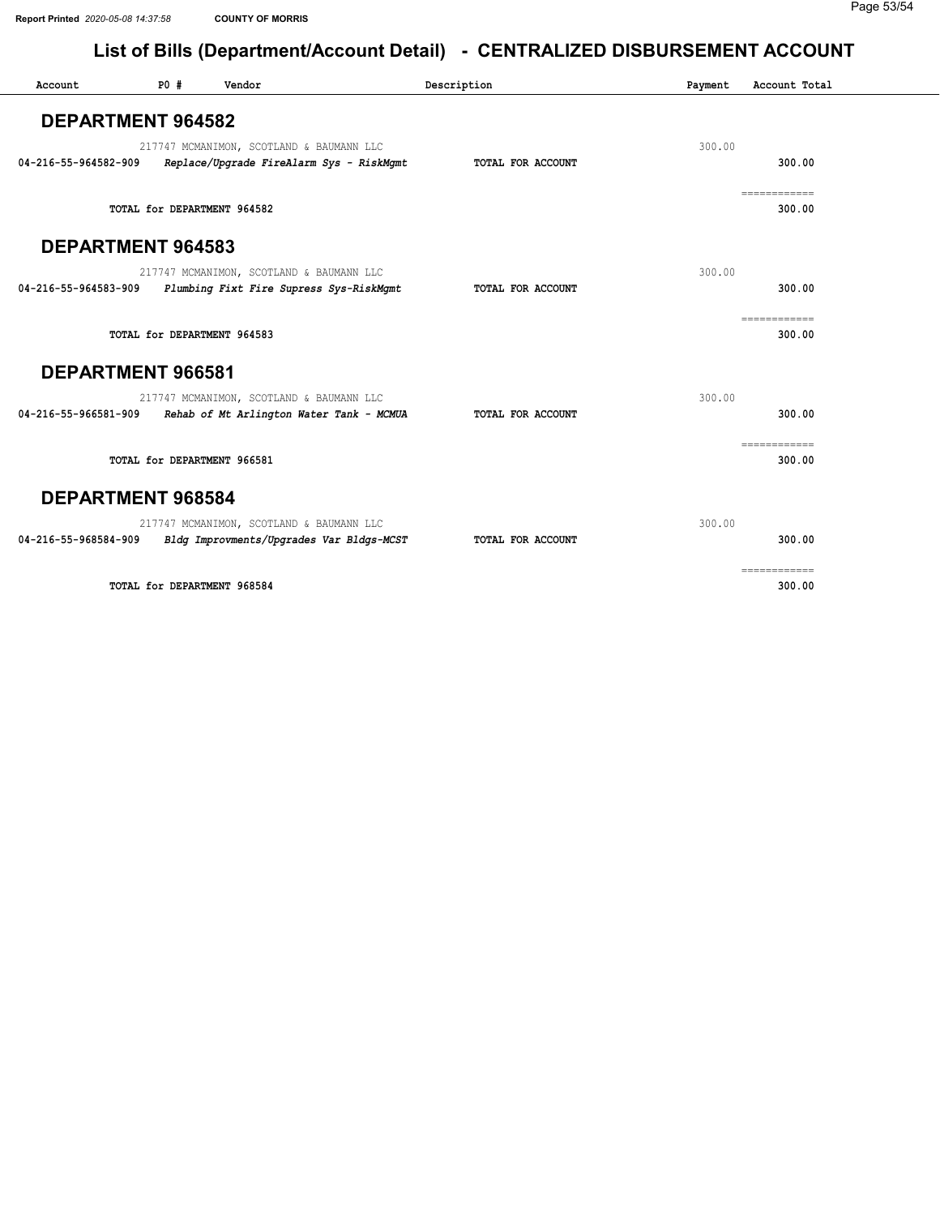# List of Bills (Department/Account Detail) - CENTRALIZED DISBURSEMENT ACCOUNT

| Account | PO # | Vendor | Description | Payment | Account Total |
|---|---|---|---|---|---|

## DEPARTMENT 964582

| Account | PO # | Vendor | Description | Payment | Account Total |
|---|---|---|---|---|---|
| | 217747 | MCMANIMON, SCOTLAND & BAUMANN LLC | | 300.00 | |
| 04-216-55-964582-909 | | *Replace/Upgrade FireAlarm Sys - RiskMgmt* | **TOTAL FOR ACCOUNT** | | 300.00 |
| | | **TOTAL for DEPARTMENT 964582** | | | 300.00 |

## DEPARTMENT 964583

| Account | PO # | Vendor | Description | Payment | Account Total |
|---|---|---|---|---|---|
| | 217747 | MCMANIMON, SCOTLAND & BAUMANN LLC | | 300.00 | |
| 04-216-55-964583-909 | | *Plumbing Fixt Fire Supress Sys-RiskMgmt* | **TOTAL FOR ACCOUNT** | | 300.00 |
| | | **TOTAL for DEPARTMENT 964583** | | | 300.00 |

## DEPARTMENT 966581

| Account | PO # | Vendor | Description | Payment | Account Total |
|---|---|---|---|---|---|
| | 217747 | MCMANIMON, SCOTLAND & BAUMANN LLC | | 300.00 | |
| 04-216-55-966581-909 | | *Rehab of Mt Arlington Water Tank - MCMUA* | **TOTAL FOR ACCOUNT** | | 300.00 |
| | | **TOTAL for DEPARTMENT 966581** | | | 300.00 |

## DEPARTMENT 968584

| Account | PO # | Vendor | Description | Payment | Account Total |
|---|---|---|---|---|---|
| | 217747 | MCMANIMON, SCOTLAND & BAUMANN LLC | | 300.00 | |
| 04-216-55-968584-909 | | *Bldg Improvments/Upgrades Var Bldgs-MCST* | **TOTAL FOR ACCOUNT** | | 300.00 |
| | | **TOTAL for DEPARTMENT 968584** | | | 300.00 |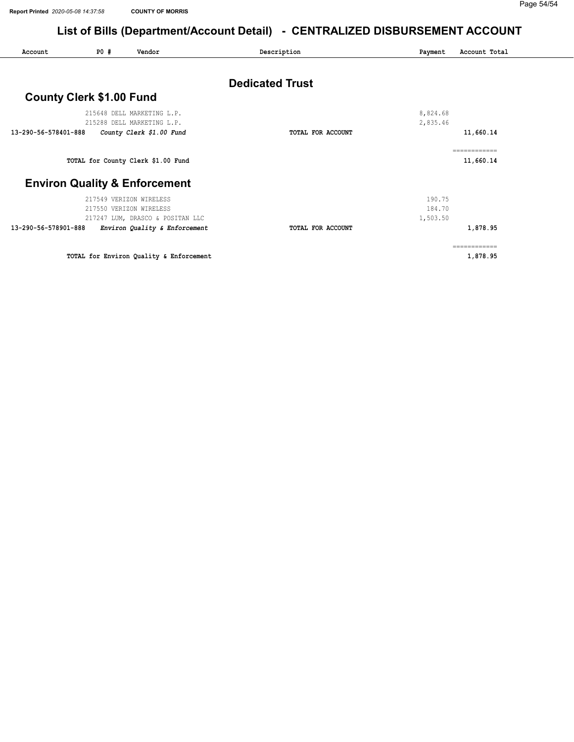# List of Bills (Department/Account Detail) - CENTRALIZED DISBURSEMENT ACCOUNT

| Account | PO # | Vendor | Description | Payment | Account Total |
|---|---|---|---|---|---|

## Dedicated Trust

### County Clerk $1.00 Fund

| Account | PO # | Vendor | Description | Payment | Account Total |
|---|---|---|---|---|---|
| | 215648 | DELL MARKETING L.P. | | 8,824.68 | |
| | 215288 | DELL MARKETING L.P. | | 2,835.46 | |
| **13-290-56-578401-888** | | ***County Clerk $1.00 Fund*** | **TOTAL FOR ACCOUNT** | | **11,660.14** |

============

**TOTAL for County Clerk $1.00 Fund** **11,660.14**

### Environ Quality & Enforcement

| Account | PO # | Vendor | Description | Payment | Account Total |
|---|---|---|---|---|---|
| | 217549 | VERIZON WIRELESS | | 190.75 | |
| | 217550 | VERIZON WIRELESS | | 184.70 | |
| | 217247 | LUM, DRASCO & POSITAN LLC | | 1,503.50 | |
| **13-290-56-578901-888** | | ***Environ Quality & Enforcement*** | **TOTAL FOR ACCOUNT** | | **1,878.95** |

============

**TOTAL for Environ Quality & Enforcement** **1,878.95**